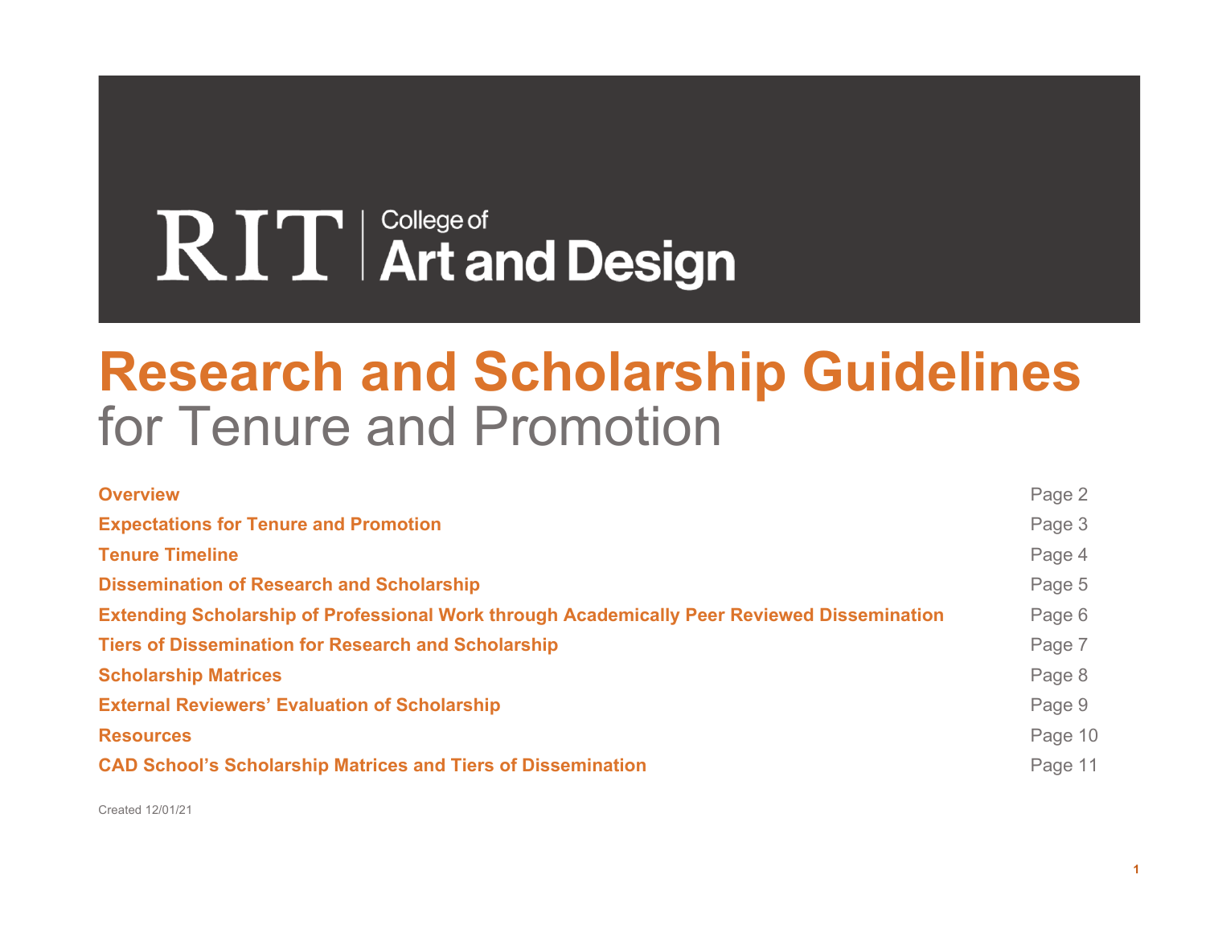RIT | College of Art and Design

# Research and Scholarship Guidelines
## for Tenure and Promotion

| | |
|---|---|
| **Overview** | Page 2 |
| **Expectations for Tenure and Promotion** | Page 3 |
| **Tenure Timeline** | Page 4 |
| **Dissemination of Research and Scholarship** | Page 5 |
| **Extending Scholarship of Professional Work through Academically Peer Reviewed Dissemination** | Page 6 |
| **Tiers of Dissemination for Research and Scholarship** | Page 7 |
| **Scholarship Matrices** | Page 8 |
| **External Reviewers' Evaluation of Scholarship** | Page 9 |
| **Resources** | Page 10 |
| **CAD School's Scholarship Matrices and Tiers of Dissemination** | Page 11 |

Created 12/01/21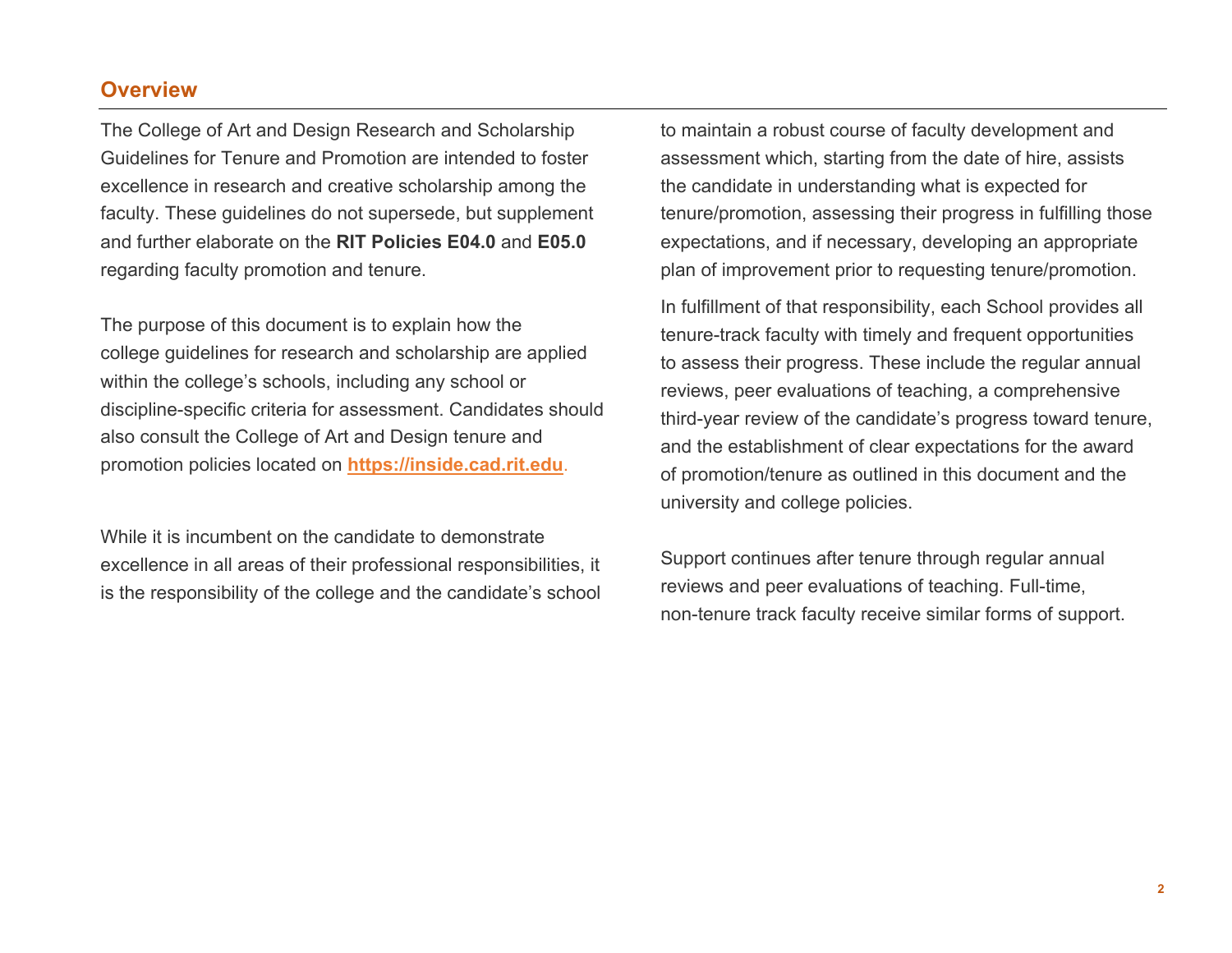## Overview

The College of Art and Design Research and Scholarship Guidelines for Tenure and Promotion are intended to foster excellence in research and creative scholarship among the faculty. These guidelines do not supersede, but supplement and further elaborate on the **RIT Policies E04.0** and **E05.0** regarding faculty promotion and tenure.

The purpose of this document is to explain how the college guidelines for research and scholarship are applied within the college's schools, including any school or discipline-specific criteria for assessment. Candidates should also consult the College of Art and Design tenure and promotion policies located on **[https://inside.cad.rit.edu](https://inside.cad.rit.edu)**.

While it is incumbent on the candidate to demonstrate excellence in all areas of their professional responsibilities, it is the responsibility of the college and the candidate's school to maintain a robust course of faculty development and assessment which, starting from the date of hire, assists the candidate in understanding what is expected for tenure/promotion, assessing their progress in fulfilling those expectations, and if necessary, developing an appropriate plan of improvement prior to requesting tenure/promotion.

In fulfillment of that responsibility, each School provides all tenure-track faculty with timely and frequent opportunities to assess their progress. These include the regular annual reviews, peer evaluations of teaching, a comprehensive third-year review of the candidate's progress toward tenure, and the establishment of clear expectations for the award of promotion/tenure as outlined in this document and the university and college policies.

Support continues after tenure through regular annual reviews and peer evaluations of teaching. Full-time, non-tenure track faculty receive similar forms of support.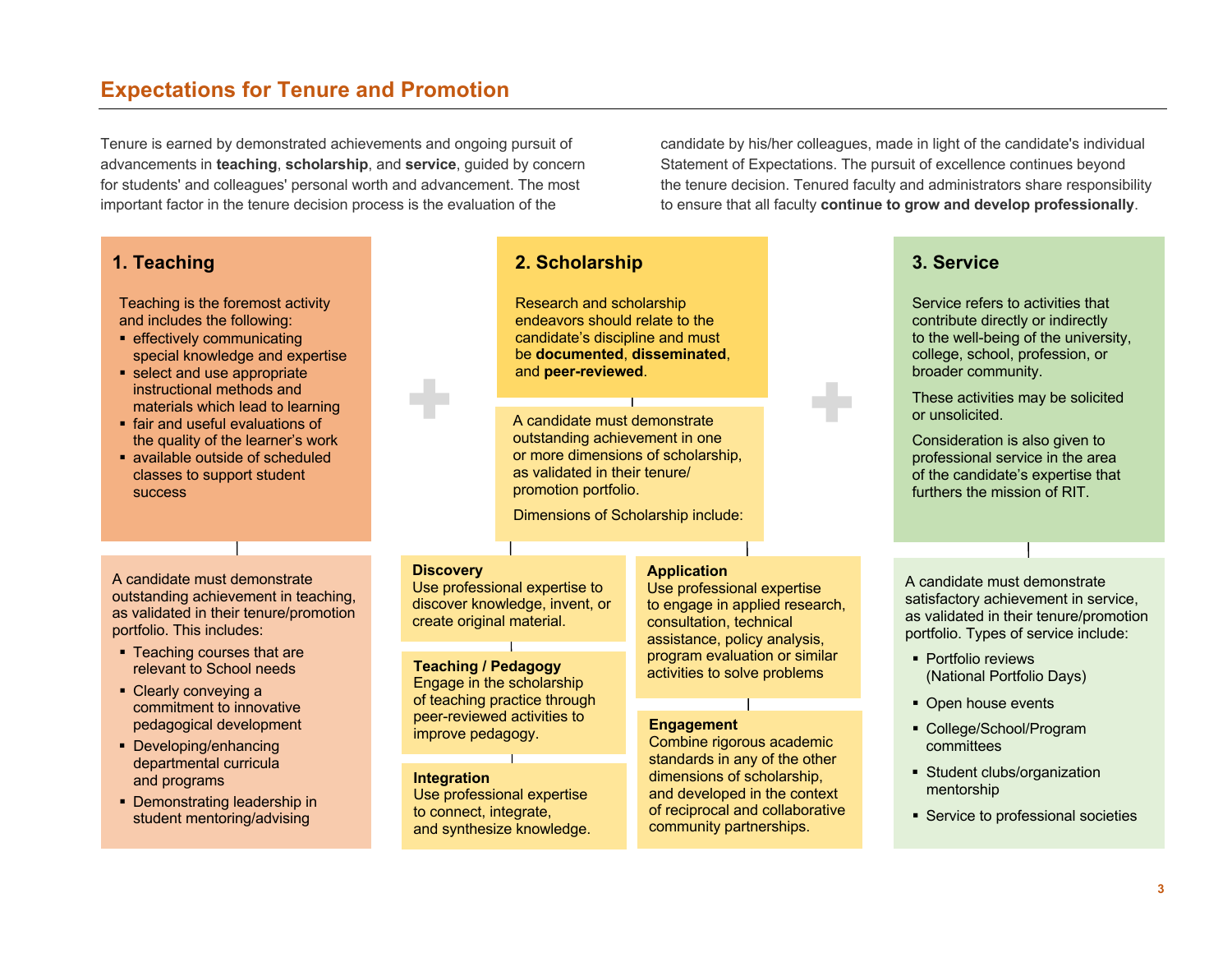# Expectations for Tenure and Promotion

Tenure is earned by demonstrated achievements and ongoing pursuit of advancements in **teaching**, **scholarship**, and **service**, guided by concern for students' and colleagues' personal worth and advancement. The most important factor in the tenure decision process is the evaluation of the candidate by his/her colleagues, made in light of the candidate's individual Statement of Expectations. The pursuit of excellence continues beyond the tenure decision. Tenured faculty and administrators share responsibility to ensure that all faculty **continue to grow and develop professionally**.

## 1. Teaching

Teaching is the foremost activity and includes the following:

- effectively communicating special knowledge and expertise
- select and use appropriate instructional methods and materials which lead to learning
- fair and useful evaluations of the quality of the learner's work
- available outside of scheduled classes to support student success

A candidate must demonstrate outstanding achievement in teaching, as validated in their tenure/promotion portfolio. This includes:

- Teaching courses that are relevant to School needs
- Clearly conveying a commitment to innovative pedagogical development
- Developing/enhancing departmental curricula and programs
- Demonstrating leadership in student mentoring/advising

## 2. Scholarship

Research and scholarship endeavors should relate to the candidate's discipline and must be **documented**, **disseminated**, and **peer-reviewed**.

A candidate must demonstrate outstanding achievement in one or more dimensions of scholarship, as validated in their tenure/promotion portfolio.

Dimensions of Scholarship include:

**Discovery**
Use professional expertise to discover knowledge, invent, or create original material.

**Teaching / Pedagogy**
Engage in the scholarship of teaching practice through peer-reviewed activities to improve pedagogy.

**Integration**
Use professional expertise to connect, integrate, and synthesize knowledge.

**Application**
Use professional expertise to engage in applied research, consultation, technical assistance, policy analysis, program evaluation or similar activities to solve problems

**Engagement**
Combine rigorous academic standards in any of the other dimensions of scholarship, and developed in the context of reciprocal and collaborative community partnerships.

## 3. Service

Service refers to activities that contribute directly or indirectly to the well-being of the university, college, school, profession, or broader community.

These activities may be solicited or unsolicited.

Consideration is also given to professional service in the area of the candidate's expertise that furthers the mission of RIT.

A candidate must demonstrate satisfactory achievement in service, as validated in their tenure/promotion portfolio. Types of service include:

- Portfolio reviews (National Portfolio Days)
- Open house events
- College/School/Program committees
- Student clubs/organization mentorship
- Service to professional societies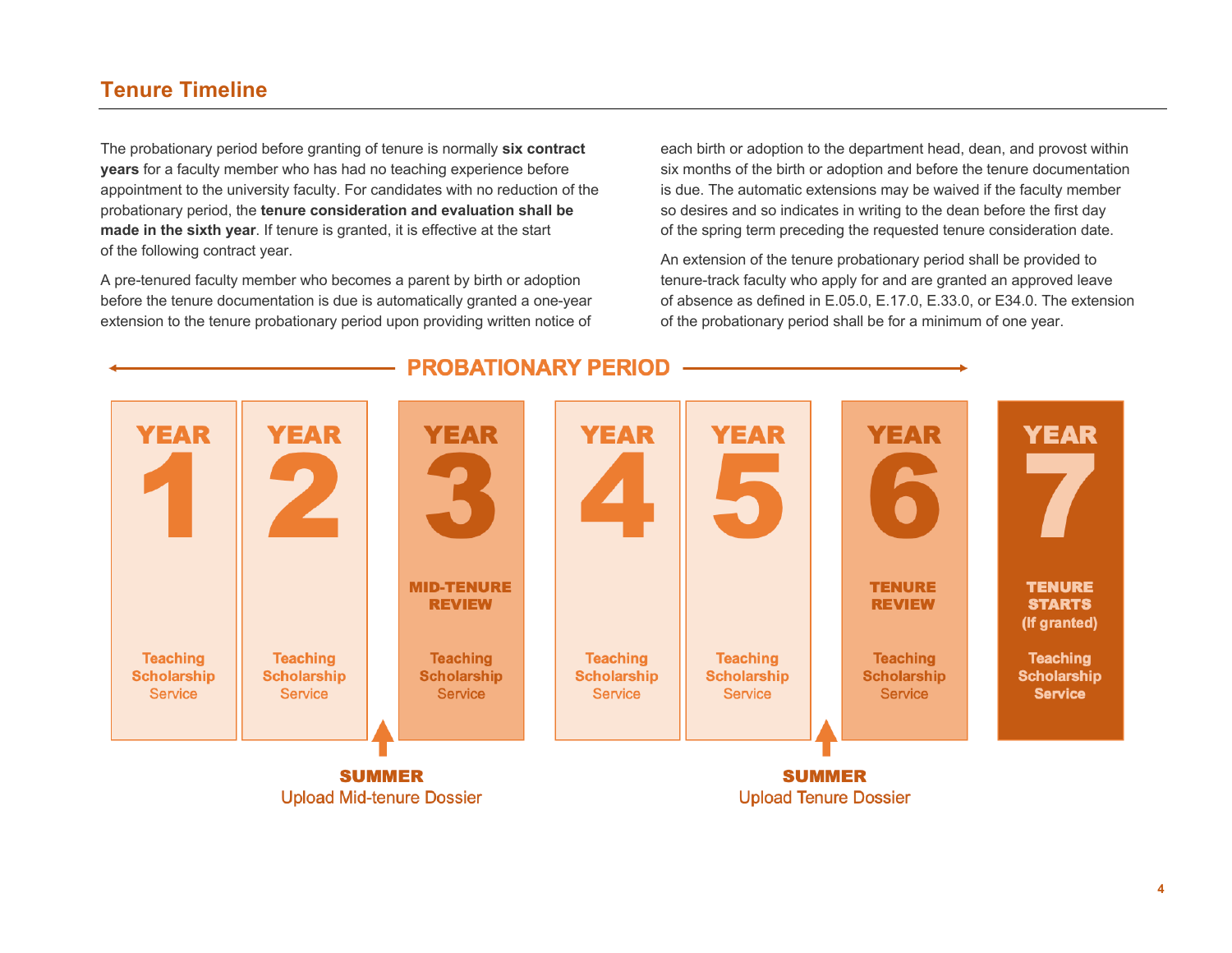## Tenure Timeline

The probationary period before granting of tenure is normally **six contract years** for a faculty member who has had no teaching experience before appointment to the university faculty. For candidates with no reduction of the probationary period, the **tenure consideration and evaluation shall be made in the sixth year**. If tenure is granted, it is effective at the start of the following contract year.

A pre-tenured faculty member who becomes a parent by birth or adoption before the tenure documentation is due is automatically granted a one-year extension to the tenure probationary period upon providing written notice of each birth or adoption to the department head, dean, and provost within six months of the birth or adoption and before the tenure documentation is due. The automatic extensions may be waived if the faculty member so desires and so indicates in writing to the dean before the first day of the spring term preceding the requested tenure consideration date.

An extension of the tenure probationary period shall be provided to tenure-track faculty who apply for and are granted an approved leave of absence as defined in E.05.0, E.17.0, E.33.0, or E34.0. The extension of the probationary period shall be for a minimum of one year.

**PROBATIONARY PERIOD** (Years 1–6)

| YEAR 1 | YEAR 2 | YEAR 3 | YEAR 4 | YEAR 5 | YEAR 6 | YEAR 7 |
|---|---|---|---|---|---|---|
| | | MID-TENURE REVIEW | | | TENURE REVIEW | TENURE STARTS (If granted) |
| Teaching, Scholarship, Service | Teaching, Scholarship, Service | Teaching, Scholarship, Service | Teaching, Scholarship, Service | Teaching, Scholarship, Service | Teaching, Scholarship, Service | Teaching, Scholarship, Service |

**SUMMER** (between Year 2 and Year 3)
Upload Mid-tenure Dossier

**SUMMER** (between Year 5 and Year 6)
Upload Tenure Dossier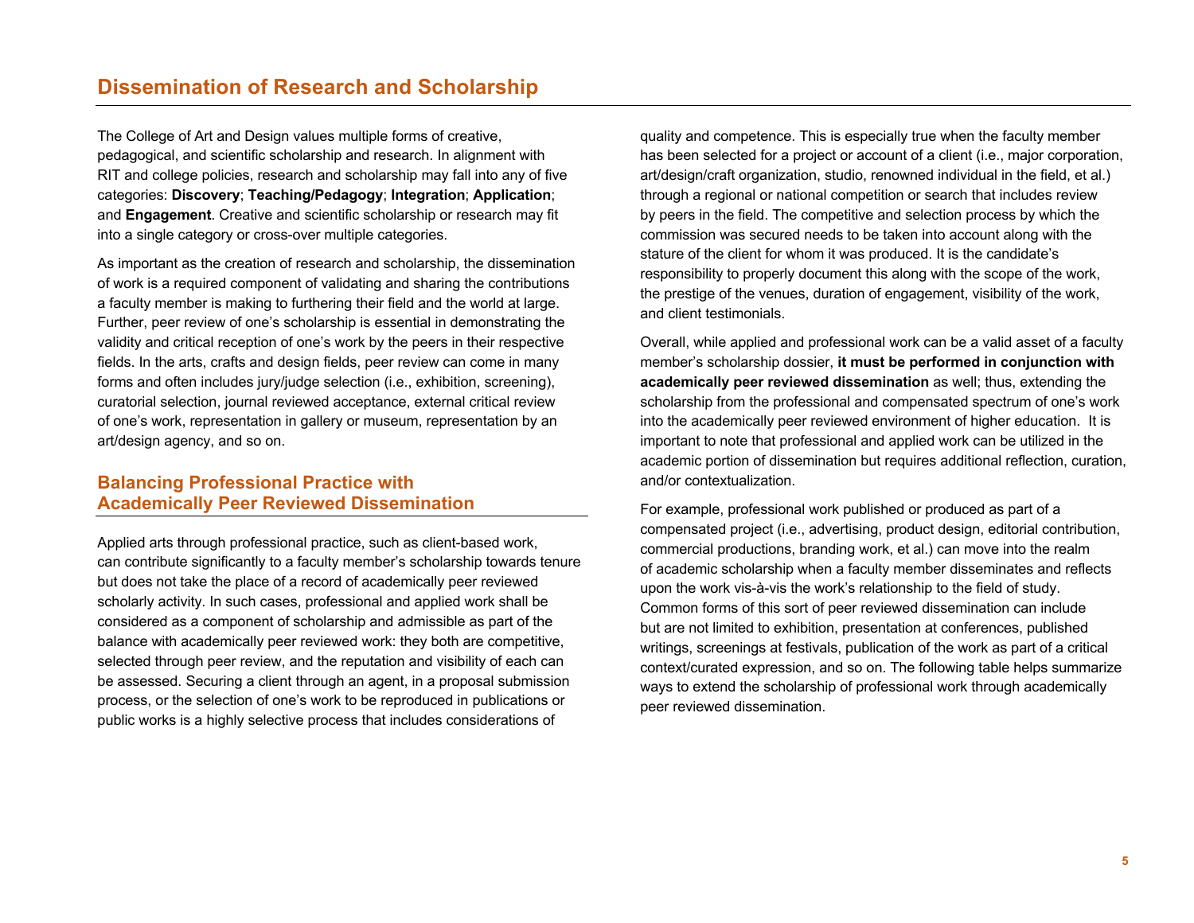# Dissemination of Research and Scholarship

The College of Art and Design values multiple forms of creative, pedagogical, and scientific scholarship and research. In alignment with RIT and college policies, research and scholarship may fall into any of five categories: **Discovery**; **Teaching/Pedagogy**; **Integration**; **Application**; and **Engagement**. Creative and scientific scholarship or research may fit into a single category or cross-over multiple categories.

As important as the creation of research and scholarship, the dissemination of work is a required component of validating and sharing the contributions a faculty member is making to furthering their field and the world at large. Further, peer review of one's scholarship is essential in demonstrating the validity and critical reception of one's work by the peers in their respective fields. In the arts, crafts and design fields, peer review can come in many forms and often includes jury/judge selection (i.e., exhibition, screening), curatorial selection, journal reviewed acceptance, external critical review of one's work, representation in gallery or museum, representation by an art/design agency, and so on.

## Balancing Professional Practice with Academically Peer Reviewed Dissemination

Applied arts through professional practice, such as client-based work, can contribute significantly to a faculty member's scholarship towards tenure but does not take the place of a record of academically peer reviewed scholarly activity. In such cases, professional and applied work shall be considered as a component of scholarship and admissible as part of the balance with academically peer reviewed work: they both are competitive, selected through peer review, and the reputation and visibility of each can be assessed. Securing a client through an agent, in a proposal submission process, or the selection of one's work to be reproduced in publications or public works is a highly selective process that includes considerations of quality and competence. This is especially true when the faculty member has been selected for a project or account of a client (i.e., major corporation, art/design/craft organization, studio, renowned individual in the field, et al.) through a regional or national competition or search that includes review by peers in the field. The competitive and selection process by which the commission was secured needs to be taken into account along with the stature of the client for whom it was produced. It is the candidate's responsibility to properly document this along with the scope of the work, the prestige of the venues, duration of engagement, visibility of the work, and client testimonials.

Overall, while applied and professional work can be a valid asset of a faculty member's scholarship dossier, **it must be performed in conjunction with academically peer reviewed dissemination** as well; thus, extending the scholarship from the professional and compensated spectrum of one's work into the academically peer reviewed environment of higher education. It is important to note that professional and applied work can be utilized in the academic portion of dissemination but requires additional reflection, curation, and/or contextualization.

For example, professional work published or produced as part of a compensated project (i.e., advertising, product design, editorial contribution, commercial productions, branding work, et al.) can move into the realm of academic scholarship when a faculty member disseminates and reflects upon the work vis-à-vis the work's relationship to the field of study. Common forms of this sort of peer reviewed dissemination can include but are not limited to exhibition, presentation at conferences, published writings, screenings at festivals, publication of the work as part of a critical context/curated expression, and so on. The following table helps summarize ways to extend the scholarship of professional work through academically peer reviewed dissemination.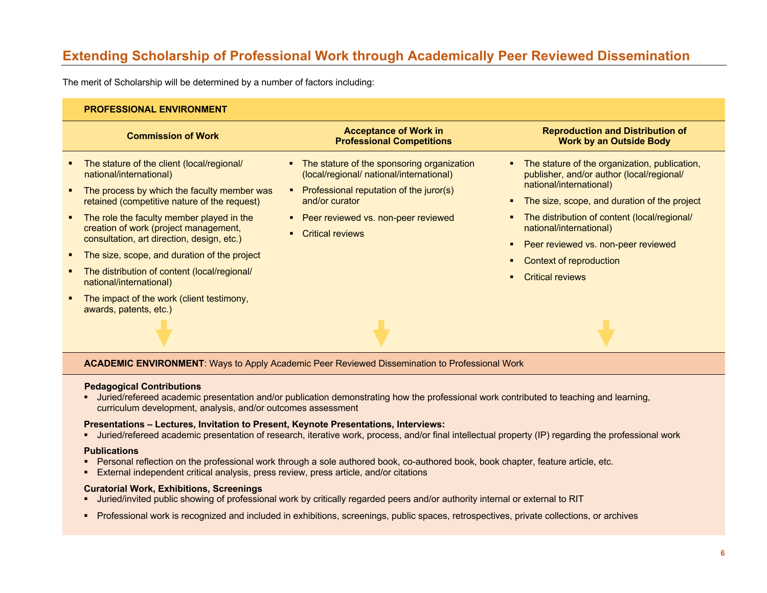## Extending Scholarship of Professional Work through Academically Peer Reviewed Dissemination

The merit of Scholarship will be determined by a number of factors including:

### PROFESSIONAL ENVIRONMENT

| Commission of Work | Acceptance of Work in Professional Competitions | Reproduction and Distribution of Work by an Outside Body |
|---|---|---|
| ▪ The stature of the client (local/regional/ national/international)<br>▪ The process by which the faculty member was retained (competitive nature of the request)<br>▪ The role the faculty member played in the creation of work (project management, consultation, art direction, design, etc.)<br>▪ The size, scope, and duration of the project<br>▪ The distribution of content (local/regional/ national/international)<br>▪ The impact of the work (client testimony, awards, patents, etc.) | ▪ The stature of the sponsoring organization (local/regional/ national/international)<br>▪ Professional reputation of the juror(s) and/or curator<br>▪ Peer reviewed vs. non-peer reviewed<br>▪ Critical reviews | ▪ The stature of the organization, publication, publisher, and/or author (local/regional/ national/international)<br>▪ The size, scope, and duration of the project<br>▪ The distribution of content (local/regional/ national/international)<br>▪ Peer reviewed vs. non-peer reviewed<br>▪ Context of reproduction<br>▪ Critical reviews |

### ACADEMIC ENVIRONMENT: Ways to Apply Academic Peer Reviewed Dissemination to Professional Work

**Pedagogical Contributions**
- Juried/refereed academic presentation and/or publication demonstrating how the professional work contributed to teaching and learning, curriculum development, analysis, and/or outcomes assessment

**Presentations – Lectures, Invitation to Present, Keynote Presentations, Interviews:**
- Juried/refereed academic presentation of research, iterative work, process, and/or final intellectual property (IP) regarding the professional work

**Publications**
- Personal reflection on the professional work through a sole authored book, co-authored book, book chapter, feature article, etc.
- External independent critical analysis, press review, press article, and/or citations

**Curatorial Work, Exhibitions, Screenings**
- Juried/invited public showing of professional work by critically regarded peers and/or authority internal or external to RIT
- Professional work is recognized and included in exhibitions, screenings, public spaces, retrospectives, private collections, or archives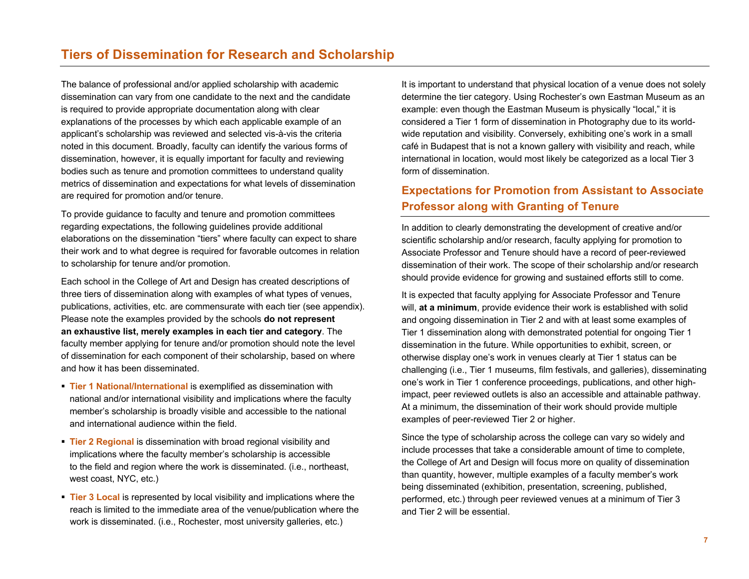## Tiers of Dissemination for Research and Scholarship

The balance of professional and/or applied scholarship with academic dissemination can vary from one candidate to the next and the candidate is required to provide appropriate documentation along with clear explanations of the processes by which each applicable example of an applicant's scholarship was reviewed and selected vis-à-vis the criteria noted in this document. Broadly, faculty can identify the various forms of dissemination, however, it is equally important for faculty and reviewing bodies such as tenure and promotion committees to understand quality metrics of dissemination and expectations for what levels of dissemination are required for promotion and/or tenure.

To provide guidance to faculty and tenure and promotion committees regarding expectations, the following guidelines provide additional elaborations on the dissemination "tiers" where faculty can expect to share their work and to what degree is required for favorable outcomes in relation to scholarship for tenure and/or promotion.

Each school in the College of Art and Design has created descriptions of three tiers of dissemination along with examples of what types of venues, publications, activities, etc. are commensurate with each tier (see appendix). Please note the examples provided by the schools **do not represent an exhaustive list, merely examples in each tier and category**. The faculty member applying for tenure and/or promotion should note the level of dissemination for each component of their scholarship, based on where and how it has been disseminated.

- **Tier 1 National/International** is exemplified as dissemination with national and/or international visibility and implications where the faculty member's scholarship is broadly visible and accessible to the national and international audience within the field.
- **Tier 2 Regional** is dissemination with broad regional visibility and implications where the faculty member's scholarship is accessible to the field and region where the work is disseminated. (i.e., northeast, west coast, NYC, etc.)
- **Tier 3 Local** is represented by local visibility and implications where the reach is limited to the immediate area of the venue/publication where the work is disseminated. (i.e., Rochester, most university galleries, etc.)

It is important to understand that physical location of a venue does not solely determine the tier category. Using Rochester's own Eastman Museum as an example: even though the Eastman Museum is physically "local," it is considered a Tier 1 form of dissemination in Photography due to its world-wide reputation and visibility. Conversely, exhibiting one's work in a small café in Budapest that is not a known gallery with visibility and reach, while international in location, would most likely be categorized as a local Tier 3 form of dissemination.

### Expectations for Promotion from Assistant to Associate Professor along with Granting of Tenure

In addition to clearly demonstrating the development of creative and/or scientific scholarship and/or research, faculty applying for promotion to Associate Professor and Tenure should have a record of peer-reviewed dissemination of their work. The scope of their scholarship and/or research should provide evidence for growing and sustained efforts still to come.

It is expected that faculty applying for Associate Professor and Tenure will, **at a minimum**, provide evidence their work is established with solid and ongoing dissemination in Tier 2 and with at least some examples of Tier 1 dissemination along with demonstrated potential for ongoing Tier 1 dissemination in the future. While opportunities to exhibit, screen, or otherwise display one's work in venues clearly at Tier 1 status can be challenging (i.e., Tier 1 museums, film festivals, and galleries), disseminating one's work in Tier 1 conference proceedings, publications, and other high-impact, peer reviewed outlets is also an accessible and attainable pathway. At a minimum, the dissemination of their work should provide multiple examples of peer-reviewed Tier 2 or higher.

Since the type of scholarship across the college can vary so widely and include processes that take a considerable amount of time to complete, the College of Art and Design will focus more on quality of dissemination than quantity, however, multiple examples of a faculty member's work being disseminated (exhibition, presentation, screening, published, performed, etc.) through peer reviewed venues at a minimum of Tier 3 and Tier 2 will be essential.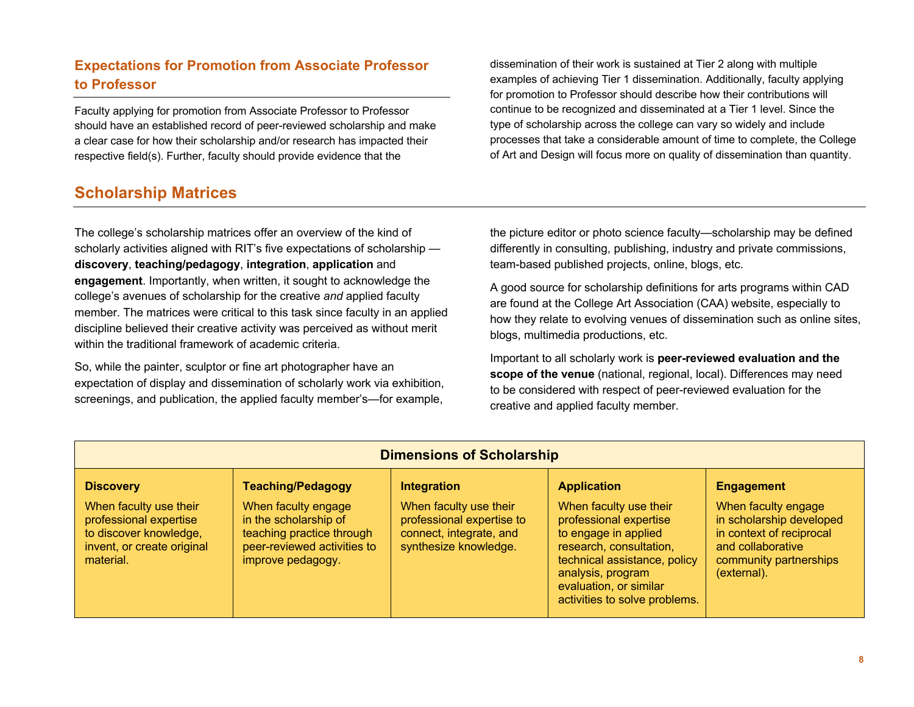## Expectations for Promotion from Associate Professor to Professor

Faculty applying for promotion from Associate Professor to Professor should have an established record of peer-reviewed scholarship and make a clear case for how their scholarship and/or research has impacted their respective field(s). Further, faculty should provide evidence that the dissemination of their work is sustained at Tier 2 along with multiple examples of achieving Tier 1 dissemination. Additionally, faculty applying for promotion to Professor should describe how their contributions will continue to be recognized and disseminated at a Tier 1 level. Since the type of scholarship across the college can vary so widely and include processes that take a considerable amount of time to complete, the College of Art and Design will focus more on quality of dissemination than quantity.

## Scholarship Matrices

The college's scholarship matrices offer an overview of the kind of scholarly activities aligned with RIT's five expectations of scholarship — **discovery**, **teaching/pedagogy**, **integration**, **application** and **engagement**. Importantly, when written, it sought to acknowledge the college's avenues of scholarship for the creative *and* applied faculty member. The matrices were critical to this task since faculty in an applied discipline believed their creative activity was perceived as without merit within the traditional framework of academic criteria.

So, while the painter, sculptor or fine art photographer have an expectation of display and dissemination of scholarly work via exhibition, screenings, and publication, the applied faculty member's—for example, the picture editor or photo science faculty—scholarship may be defined differently in consulting, publishing, industry and private commissions, team-based published projects, online, blogs, etc.

A good source for scholarship definitions for arts programs within CAD are found at the College Art Association (CAA) website, especially to how they relate to evolving venues of dissemination such as online sites, blogs, multimedia productions, etc.

Important to all scholarly work is **peer-reviewed evaluation and the scope of the venue** (national, regional, local). Differences may need to be considered with respect of peer-reviewed evaluation for the creative and applied faculty member.

| Dimensions of Scholarship | | | | |
|---|---|---|---|---|
| **Discovery** | **Teaching/Pedagogy** | **Integration** | **Application** | **Engagement** |
| When faculty use their professional expertise to discover knowledge, invent, or create original material. | When faculty engage in the scholarship of teaching practice through peer-reviewed activities to improve pedagogy. | When faculty use their professional expertise to connect, integrate, and synthesize knowledge. | When faculty use their professional expertise to engage in applied research, consultation, technical assistance, policy analysis, program evaluation, or similar activities to solve problems. | When faculty engage in scholarship developed in context of reciprocal and collaborative community partnerships (external). |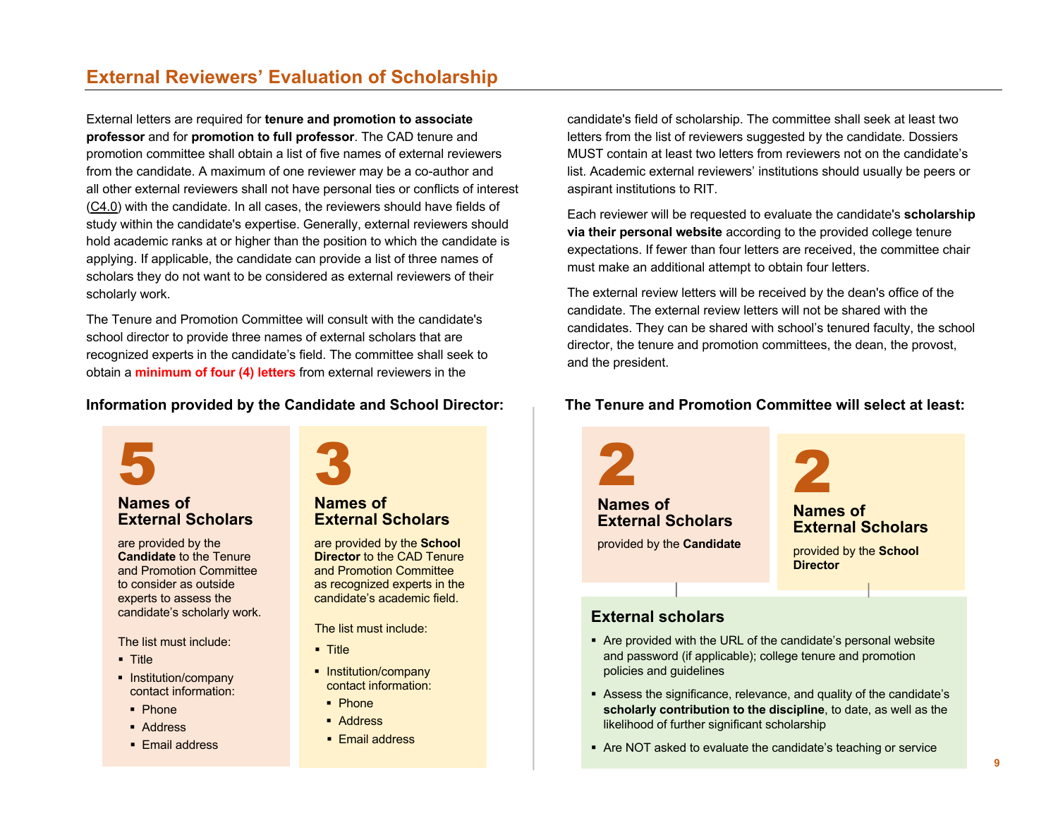## External Reviewers' Evaluation of Scholarship

External letters are required for **tenure and promotion to associate professor** and for **promotion to full professor**. The CAD tenure and promotion committee shall obtain a list of five names of external reviewers from the candidate. A maximum of one reviewer may be a co-author and all other external reviewers shall not have personal ties or conflicts of interest (C4.0) with the candidate. In all cases, the reviewers should have fields of study within the candidate's expertise. Generally, external reviewers should hold academic ranks at or higher than the position to which the candidate is applying. If applicable, the candidate can provide a list of three names of scholars they do not want to be considered as external reviewers of their scholarly work.

The Tenure and Promotion Committee will consult with the candidate's school director to provide three names of external scholars that are recognized experts in the candidate's field. The committee shall seek to obtain a **minimum of four (4) letters** from external reviewers in the candidate's field of scholarship. The committee shall seek at least two letters from the list of reviewers suggested by the candidate. Dossiers MUST contain at least two letters from reviewers not on the candidate's list. Academic external reviewers' institutions should usually be peers or aspirant institutions to RIT.

Each reviewer will be requested to evaluate the candidate's **scholarship via their personal website** according to the provided college tenure expectations. If fewer than four letters are received, the committee chair must make an additional attempt to obtain four letters.

The external review letters will be received by the dean's office of the candidate. The external review letters will not be shared with the candidates. They can be shared with school's tenured faculty, the school director, the tenure and promotion committees, the dean, the provost, and the president.

### Information provided by the Candidate and School Director:

**5**

**Names of External Scholars**

are provided by the **Candidate** to the Tenure and Promotion Committee to consider as outside experts to assess the candidate's scholarly work.

The list must include:

- Title
- Institution/company contact information:
  - Phone
  - Address
  - Email address

**3**

**Names of External Scholars**

are provided by the **School Director** to the CAD Tenure and Promotion Committee as recognized experts in the candidate's academic field.

The list must include:

- Title
- Institution/company contact information:
  - Phone
  - Address
  - Email address

### The Tenure and Promotion Committee will select at least:

**2**

**Names of External Scholars**

provided by the **Candidate**

**2**

**Names of External Scholars**

provided by the **School Director**

**External scholars**

- Are provided with the URL of the candidate's personal website and password (if applicable); college tenure and promotion policies and guidelines
- Assess the significance, relevance, and quality of the candidate's **scholarly contribution to the discipline**, to date, as well as the likelihood of further significant scholarship
- Are NOT asked to evaluate the candidate's teaching or service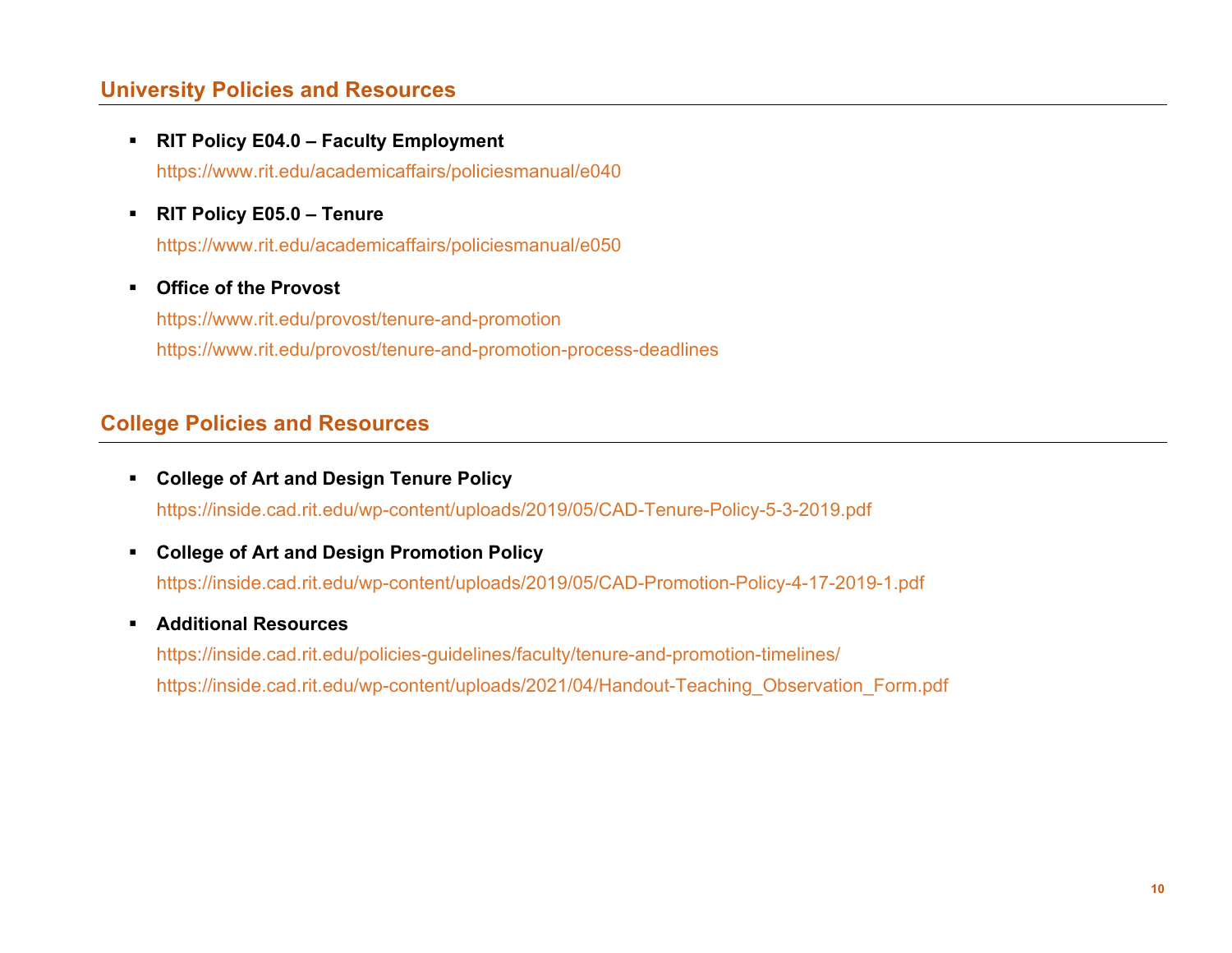## University Policies and Resources

- **RIT Policy E04.0 – Faculty Employment**
  https://www.rit.edu/academicaffairs/policiesmanual/e040
- **RIT Policy E05.0 – Tenure**
  https://www.rit.edu/academicaffairs/policiesmanual/e050
- **Office of the Provost**
  https://www.rit.edu/provost/tenure-and-promotion
  https://www.rit.edu/provost/tenure-and-promotion-process-deadlines

## College Policies and Resources

- **College of Art and Design Tenure Policy**
  https://inside.cad.rit.edu/wp-content/uploads/2019/05/CAD-Tenure-Policy-5-3-2019.pdf
- **College of Art and Design Promotion Policy**
  https://inside.cad.rit.edu/wp-content/uploads/2019/05/CAD-Promotion-Policy-4-17-2019-1.pdf
- **Additional Resources**
  https://inside.cad.rit.edu/policies-guidelines/faculty/tenure-and-promotion-timelines/
  https://inside.cad.rit.edu/wp-content/uploads/2021/04/Handout-Teaching_Observation_Form.pdf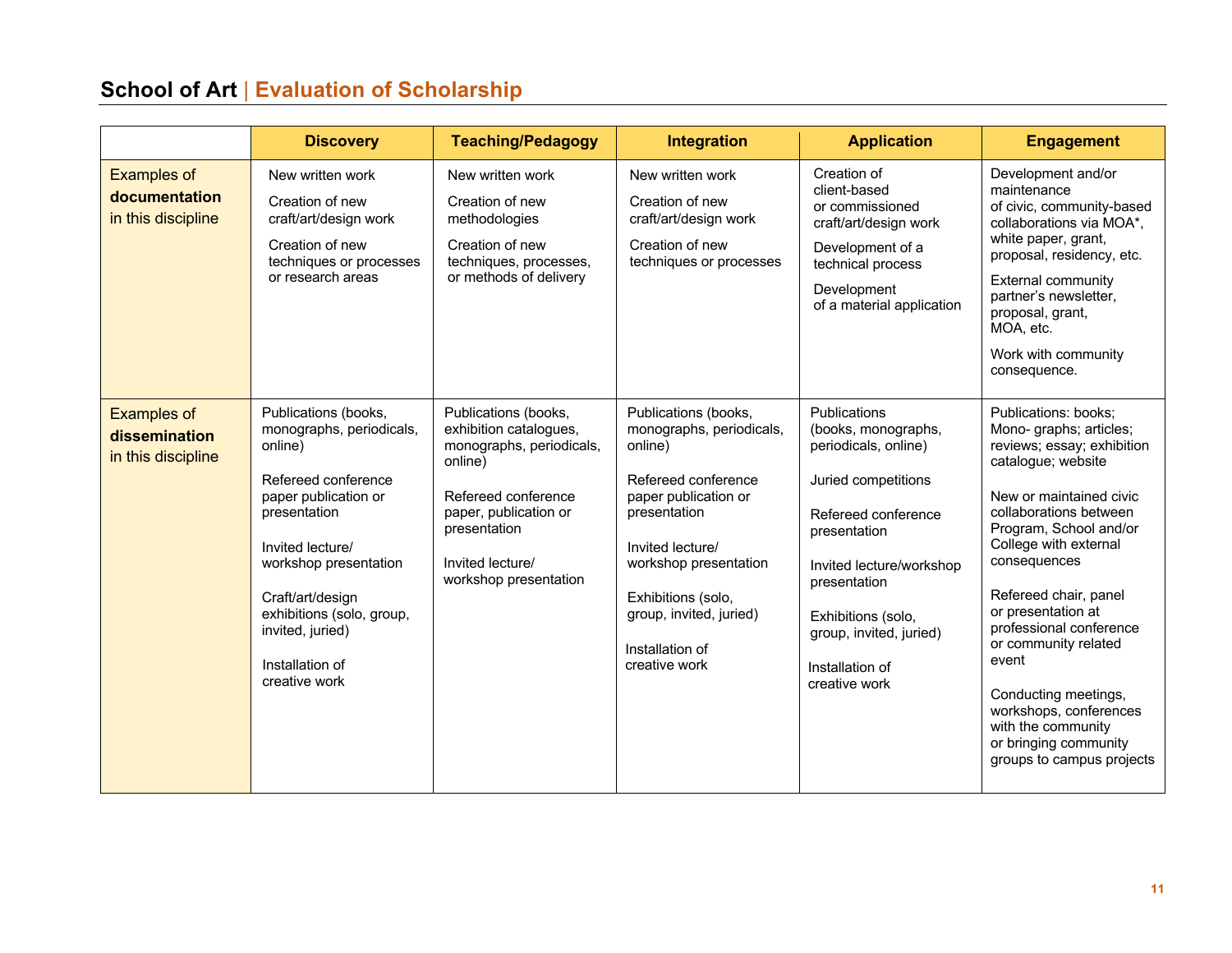# School of Art | Evaluation of Scholarship

| | Discovery | Teaching/Pedagogy | Integration | Application | Engagement |
|---|---|---|---|---|---|
| Examples of **documentation** in this discipline | New written work<br><br>Creation of new craft/art/design work<br><br>Creation of new techniques or processes or research areas | New written work<br><br>Creation of new methodologies<br><br>Creation of new techniques, processes, or methods of delivery | New written work<br><br>Creation of new craft/art/design work<br><br>Creation of new techniques or processes | Creation of client-based or commissioned craft/art/design work<br><br>Development of a technical process<br><br>Development of a material application | Development and/or maintenance of civic, community-based collaborations via MOA*, white paper, grant, proposal, residency, etc.<br><br>External community partner's newsletter, proposal, grant, MOA, etc.<br><br>Work with community consequence. |
| Examples of **dissemination** in this discipline | Publications (books, monographs, periodicals, online)<br><br>Refereed conference paper publication or presentation<br><br>Invited lecture/ workshop presentation<br><br>Craft/art/design exhibitions (solo, group, invited, juried)<br><br>Installation of creative work | Publications (books, exhibition catalogues, monographs, periodicals, online)<br><br>Refereed conference paper, publication or presentation<br><br>Invited lecture/ workshop presentation | Publications (books, monographs, periodicals, online)<br><br>Refereed conference paper publication or presentation<br><br>Invited lecture/ workshop presentation<br><br>Exhibitions (solo, group, invited, juried)<br><br>Installation of creative work | Publications (books, monographs, periodicals, online)<br><br>Juried competitions<br><br>Refereed conference presentation<br><br>Invited lecture/workshop presentation<br><br>Exhibitions (solo, group, invited, juried)<br><br>Installation of creative work | Publications: books; Mono- graphs; articles; reviews; essay; exhibition catalogue; website<br><br>New or maintained civic collaborations between Program, School and/or College with external consequences<br><br>Refereed chair, panel or presentation at professional conference or community related event<br><br>Conducting meetings, workshops, conferences with the community or bringing community groups to campus projects |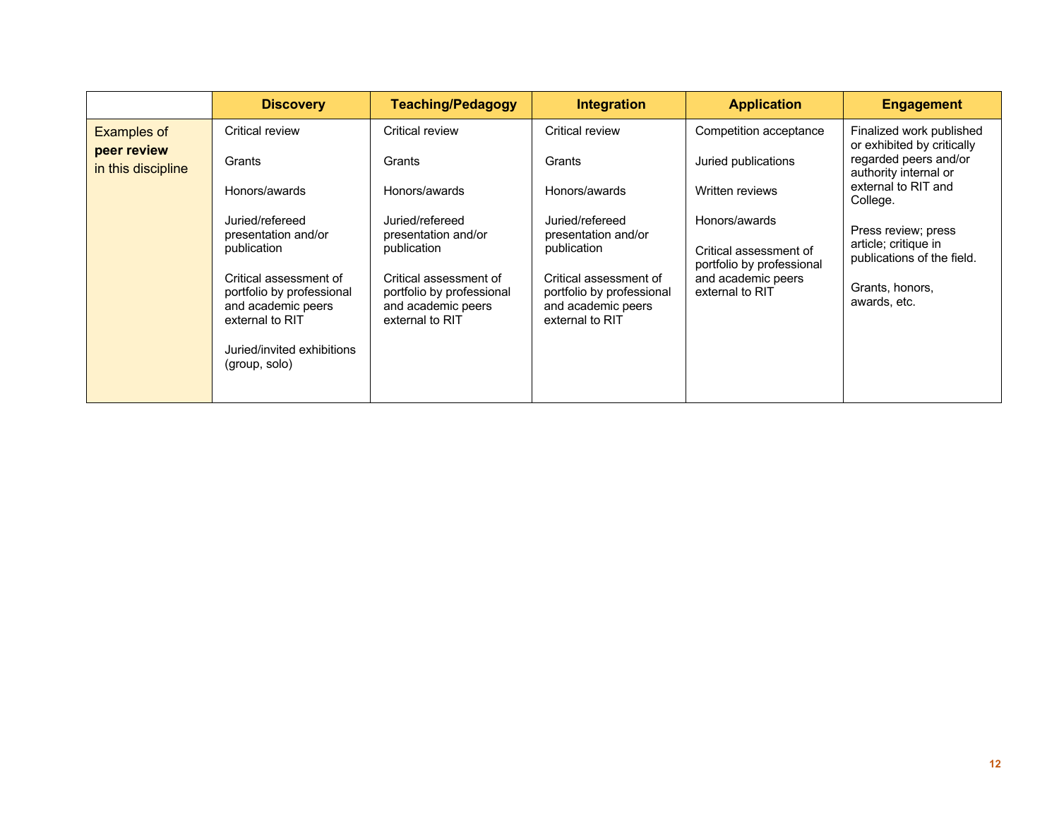| | Discovery | Teaching/Pedagogy | Integration | Application | Engagement |
|---|---|---|---|---|---|
| Examples of **peer review** in this discipline | Critical review<br><br>Grants<br><br>Honors/awards<br><br>Juried/refereed presentation and/or publication<br><br>Critical assessment of portfolio by professional and academic peers external to RIT<br><br>Juried/invited exhibitions (group, solo) | Critical review<br><br>Grants<br><br>Honors/awards<br><br>Juried/refereed presentation and/or publication<br><br>Critical assessment of portfolio by professional and academic peers external to RIT | Critical review<br><br>Grants<br><br>Honors/awards<br><br>Juried/refereed presentation and/or publication<br><br>Critical assessment of portfolio by professional and academic peers external to RIT | Competition acceptance<br><br>Juried publications<br><br>Written reviews<br><br>Honors/awards<br><br>Critical assessment of portfolio by professional and academic peers external to RIT | Finalized work published or exhibited by critically regarded peers and/or authority internal or external to RIT and College.<br><br>Press review; press article; critique in publications of the field.<br><br>Grants, honors, awards, etc. |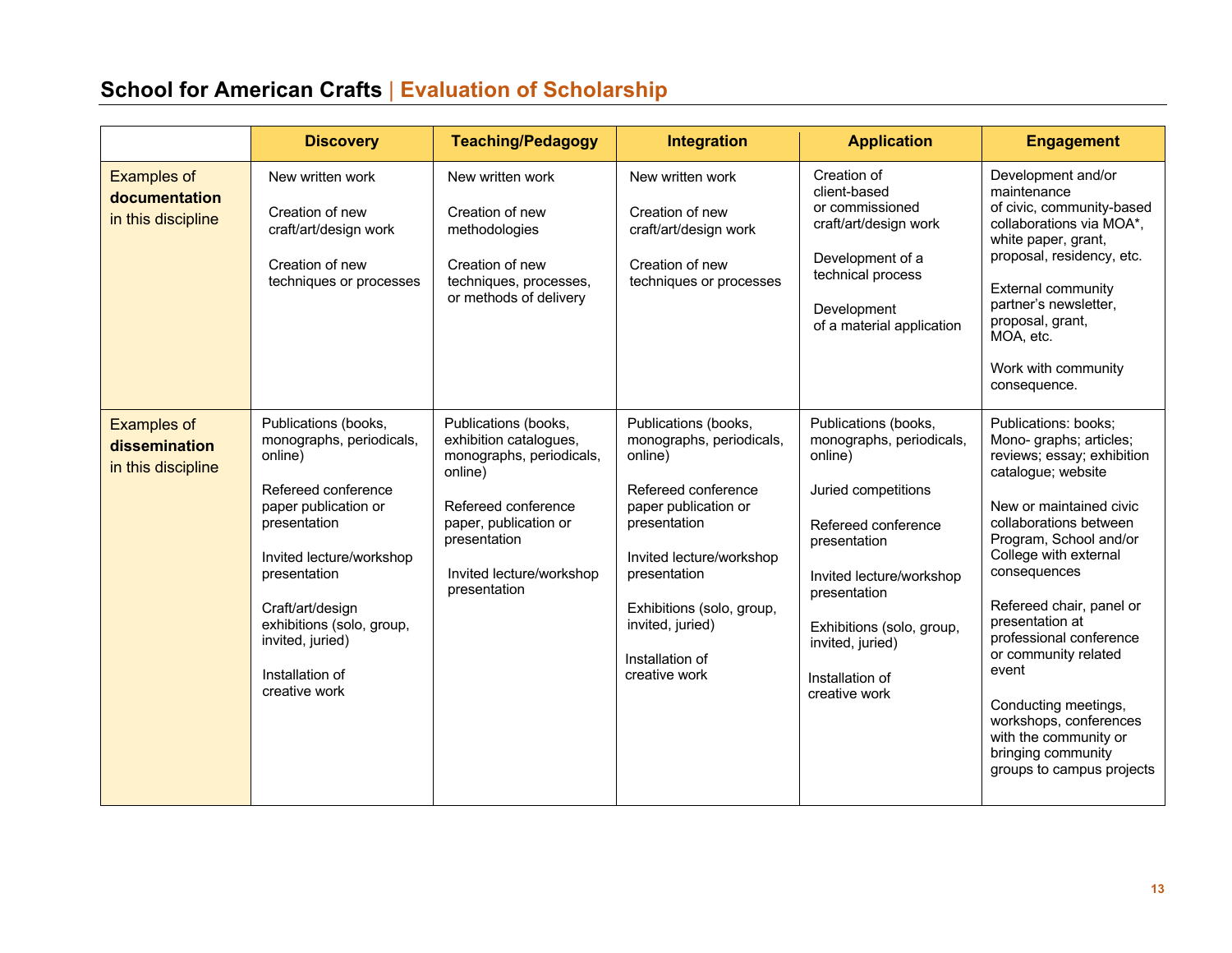# School for American Crafts | Evaluation of Scholarship

| | Discovery | Teaching/Pedagogy | Integration | Application | Engagement |
|---|---|---|---|---|---|
| Examples of **documentation** in this discipline | New written work<br><br>Creation of new craft/art/design work<br><br>Creation of new techniques or processes | New written work<br><br>Creation of new methodologies<br><br>Creation of new techniques, processes, or methods of delivery | New written work<br><br>Creation of new craft/art/design work<br><br>Creation of new techniques or processes | Creation of client-based or commissioned craft/art/design work<br><br>Development of a technical process<br><br>Development of a material application | Development and/or maintenance of civic, community-based collaborations via MOA*, white paper, grant, proposal, residency, etc.<br><br>External community partner's newsletter, proposal, grant, MOA, etc.<br><br>Work with community consequence. |
| Examples of **dissemination** in this discipline | Publications (books, monographs, periodicals, online)<br><br>Refereed conference paper publication or presentation<br><br>Invited lecture/workshop presentation<br><br>Craft/art/design exhibitions (solo, group, invited, juried)<br><br>Installation of creative work | Publications (books, exhibition catalogues, monographs, periodicals, online)<br><br>Refereed conference paper, publication or presentation<br><br>Invited lecture/workshop presentation | Publications (books, monographs, periodicals, online)<br><br>Refereed conference paper publication or presentation<br><br>Invited lecture/workshop presentation<br><br>Exhibitions (solo, group, invited, juried)<br><br>Installation of creative work | Publications (books, monographs, periodicals, online)<br><br>Juried competitions<br><br>Refereed conference presentation<br><br>Invited lecture/workshop presentation<br><br>Exhibitions (solo, group, invited, juried)<br><br>Installation of creative work | Publications: books; Mono- graphs; articles; reviews; essay; exhibition catalogue; website<br><br>New or maintained civic collaborations between Program, School and/or College with external consequences<br><br>Refereed chair, panel or presentation at professional conference or community related event<br><br>Conducting meetings, workshops, conferences with the community or bringing community groups to campus projects |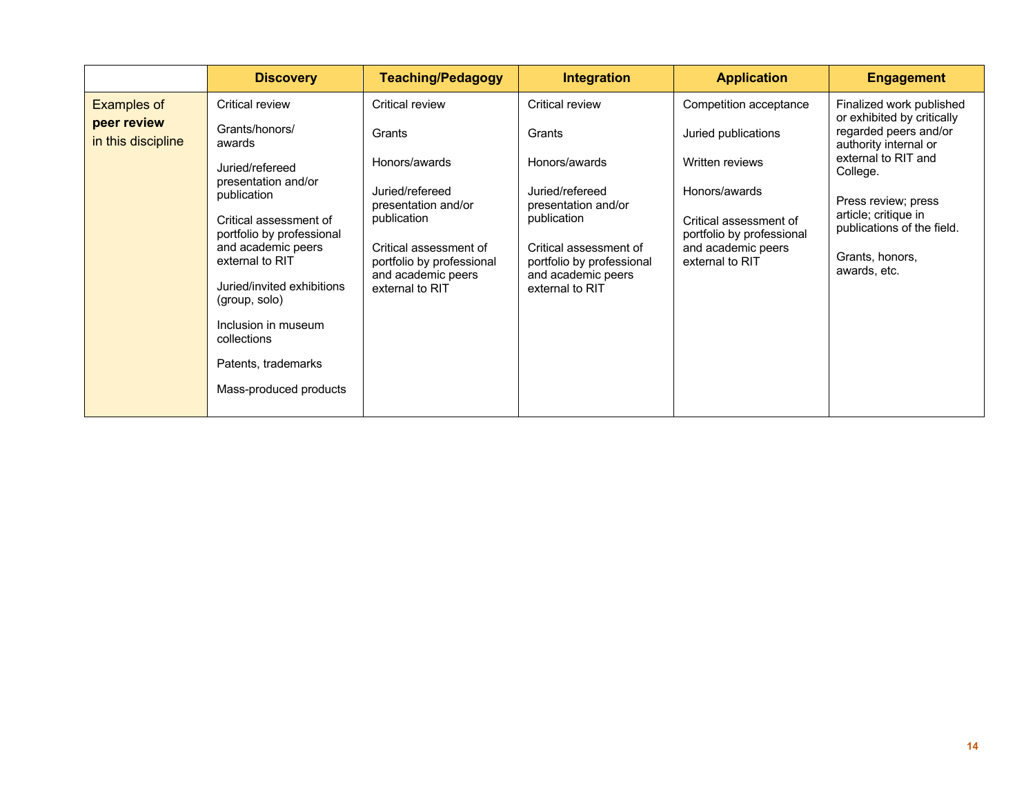| | Discovery | Teaching/Pedagogy | Integration | Application | Engagement |
|---|---|---|---|---|---|
| Examples of **peer review** in this discipline | Critical review<br><br>Grants/honors/ awards<br><br>Juried/refereed presentation and/or publication<br><br>Critical assessment of portfolio by professional and academic peers external to RIT<br><br>Juried/invited exhibitions (group, solo)<br><br>Inclusion in museum collections<br><br>Patents, trademarks<br><br>Mass-produced products | Critical review<br><br>Grants<br><br>Honors/awards<br><br>Juried/refereed presentation and/or publication<br><br>Critical assessment of portfolio by professional and academic peers external to RIT | Critical review<br><br>Grants<br><br>Honors/awards<br><br>Juried/refereed presentation and/or publication<br><br>Critical assessment of portfolio by professional and academic peers external to RIT | Competition acceptance<br><br>Juried publications<br><br>Written reviews<br><br>Honors/awards<br><br>Critical assessment of portfolio by professional and academic peers external to RIT | Finalized work published or exhibited by critically regarded peers and/or authority internal or external to RIT and College.<br><br>Press review; press article; critique in publications of the field.<br><br>Grants, honors, awards, etc. |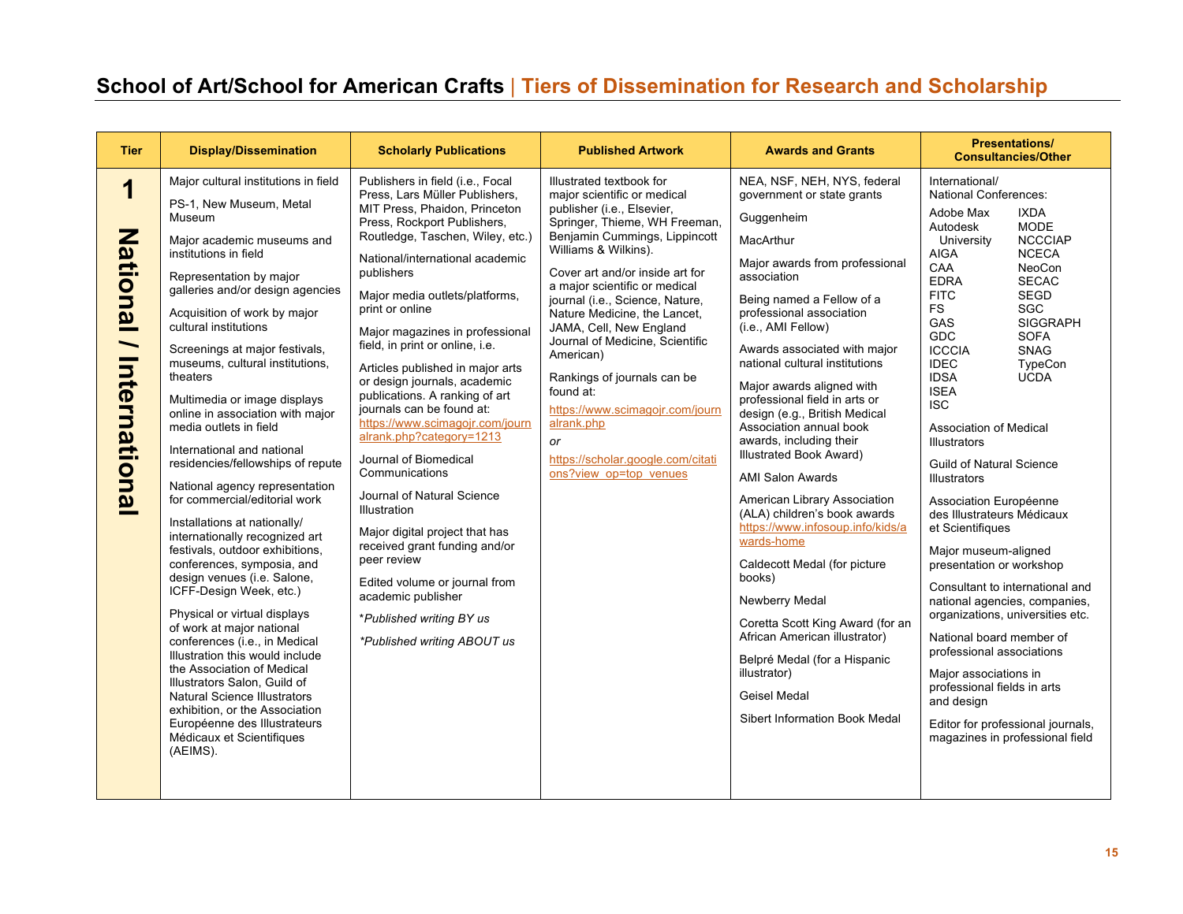# School of Art/School for American Crafts | Tiers of Dissemination for Research and Scholarship

| Tier | Display/Dissemination | Scholarly Publications | Published Artwork | Awards and Grants | Presentations/ Consultancies/Other |
|---|---|---|---|---|---|
| **1 National / International** | Major cultural institutions in field<br><br>PS-1, New Museum, Metal Museum<br><br>Major academic museums and institutions in field<br><br>Representation by major galleries and/or design agencies<br><br>Acquisition of work by major cultural institutions<br><br>Screenings at major festivals, museums, cultural institutions, theaters<br><br>Multimedia or image displays online in association with major media outlets in field<br><br>International and national residencies/fellowships of repute<br><br>National agency representation for commercial/editorial work<br><br>Installations at nationally/ internationally recognized art festivals, outdoor exhibitions, conferences, symposia, and design venues (i.e. Salone, ICFF-Design Week, etc.)<br><br>Physical or virtual displays of work at major national conferences (i.e., in Medical Illustration this would include the Association of Medical Illustrators Salon, Guild of Natural Science Illustrators exhibition, or the Association Européenne des Illustrateurs Médicaux et Scientifiques (AEIMS). | Publishers in field (i.e., Focal Press, Lars Müller Publishers, MIT Press, Phaidon, Princeton Press, Rockport Publishers, Routledge, Taschen, Wiley, etc.)<br><br>National/international academic publishers<br><br>Major media outlets/platforms, print or online<br><br>Major magazines in professional field, in print or online, i.e.<br><br>Articles published in major arts or design journals, academic publications. A ranking of art journals can be found at: https://www.scimagojr.com/journalrank.php?category=1213<br><br>Journal of Biomedical Communications<br><br>Journal of Natural Science Illustration<br><br>Major digital project that has received grant funding and/or peer review<br><br>Edited volume or journal from academic publisher<br><br>**Published writing BY us*<br><br>**Published writing ABOUT us* | Illustrated textbook for major scientific or medical publisher (i.e., Elsevier, Springer, Thieme, WH Freeman, Benjamin Cummings, Lippincott Williams & Wilkins).<br><br>Cover art and/or inside art for a major scientific or medical journal (i.e., Science, Nature, Nature Medicine, the Lancet, JAMA, Cell, New England Journal of Medicine, Scientific American)<br><br>Rankings of journals can be found at:<br><br>https://www.scimagojr.com/journalrank.php<br><br>*or*<br><br>https://scholar.google.com/citations?view_op=top_venues | NEA, NSF, NEH, NYS, federal government or state grants<br><br>Guggenheim<br><br>MacArthur<br><br>Major awards from professional association<br><br>Being named a Fellow of a professional association (i.e., AMI Fellow)<br><br>Awards associated with major national cultural institutions<br><br>Major awards aligned with professional field in arts or design (e.g., British Medical Association annual book awards, including their Illustrated Book Award)<br><br>AMI Salon Awards<br><br>American Library Association (ALA) children's book awards https://www.infosoup.info/kids/awards-home<br><br>Caldecott Medal (for picture books)<br><br>Newberry Medal<br><br>Coretta Scott King Award (for an African American illustrator)<br><br>Belpré Medal (for a Hispanic illustrator)<br><br>Geisel Medal<br><br>Sibert Information Book Medal | International/ National Conferences:<br><br>Adobe Max, Autodesk University, AIGA, CAA, EDRA, FITC, FS, GAS, GDC, ICCCIA, IDEC, IDSA, ISEA, ISC, IXDA, MODE, NCCCIAP, NCECA, NeoCon, SECAC, SEGD, SGC, SIGGRAPH, SOFA, SNAG, TypeCon, UCDA<br><br>Association of Medical Illustrators<br><br>Guild of Natural Science Illustrators<br><br>Association Européenne des Illustrateurs Médicaux et Scientifiques<br><br>Major museum-aligned presentation or workshop<br><br>Consultant to international and national agencies, companies, organizations, universities etc.<br><br>National board member of professional associations<br><br>Major associations in professional fields in arts and design<br><br>Editor for professional journals, magazines in professional field |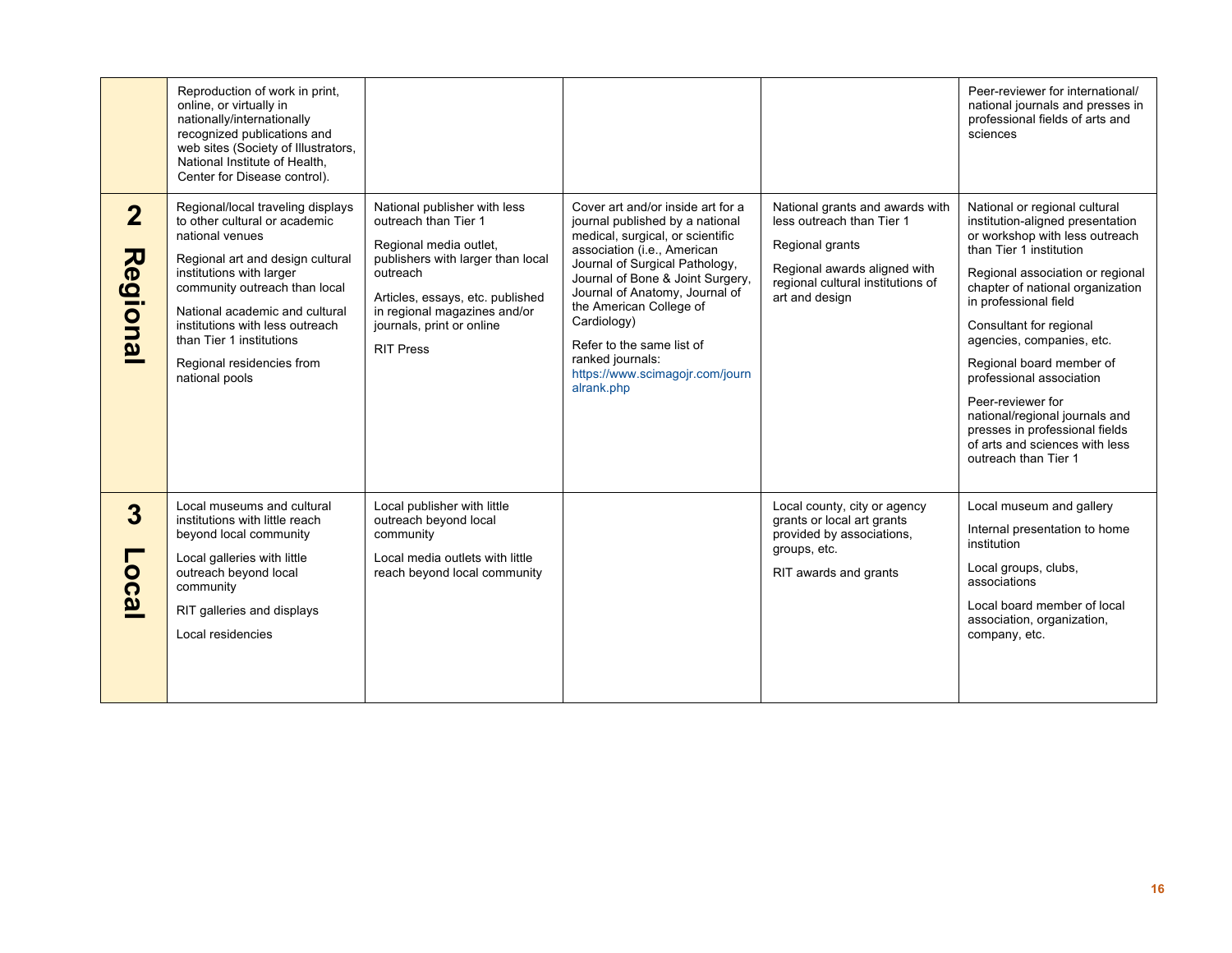| | | | | | |
|---|---|---|---|---|---|
| | Reproduction of work in print, online, or virtually in nationally/internationally recognized publications and web sites (Society of Illustrators, National Institute of Health, Center for Disease control). | | | | Peer-reviewer for international/ national journals and presses in professional fields of arts and sciences |
| **2 Regional** | Regional/local traveling displays to other cultural or academic national venues<br><br>Regional art and design cultural institutions with larger community outreach than local<br><br>National academic and cultural institutions with less outreach than Tier 1 institutions<br><br>Regional residencies from national pools | National publisher with less outreach than Tier 1<br><br>Regional media outlet, publishers with larger than local outreach<br><br>Articles, essays, etc. published in regional magazines and/or journals, print or online<br><br>RIT Press | Cover art and/or inside art for a journal published by a national medical, surgical, or scientific association (i.e., American Journal of Surgical Pathology, Journal of Bone & Joint Surgery, Journal of Anatomy, Journal of the American College of Cardiology)<br><br>Refer to the same list of ranked journals: https://www.scimagojr.com/journalrank.php | National grants and awards with less outreach than Tier 1<br><br>Regional grants<br><br>Regional awards aligned with regional cultural institutions of art and design | National or regional cultural institution-aligned presentation or workshop with less outreach than Tier 1 institution<br><br>Regional association or regional chapter of national organization in professional field<br><br>Consultant for regional agencies, companies, etc.<br><br>Regional board member of professional association<br><br>Peer-reviewer for national/regional journals and presses in professional fields of arts and sciences with less outreach than Tier 1 |
| **3 Local** | Local museums and cultural institutions with little reach beyond local community<br><br>Local galleries with little outreach beyond local community<br><br>RIT galleries and displays<br><br>Local residencies | Local publisher with little outreach beyond local community<br><br>Local media outlets with little reach beyond local community | | Local county, city or agency grants or local art grants provided by associations, groups, etc.<br><br>RIT awards and grants | Local museum and gallery<br><br>Internal presentation to home institution<br><br>Local groups, clubs, associations<br><br>Local board member of local association, organization, company, etc. |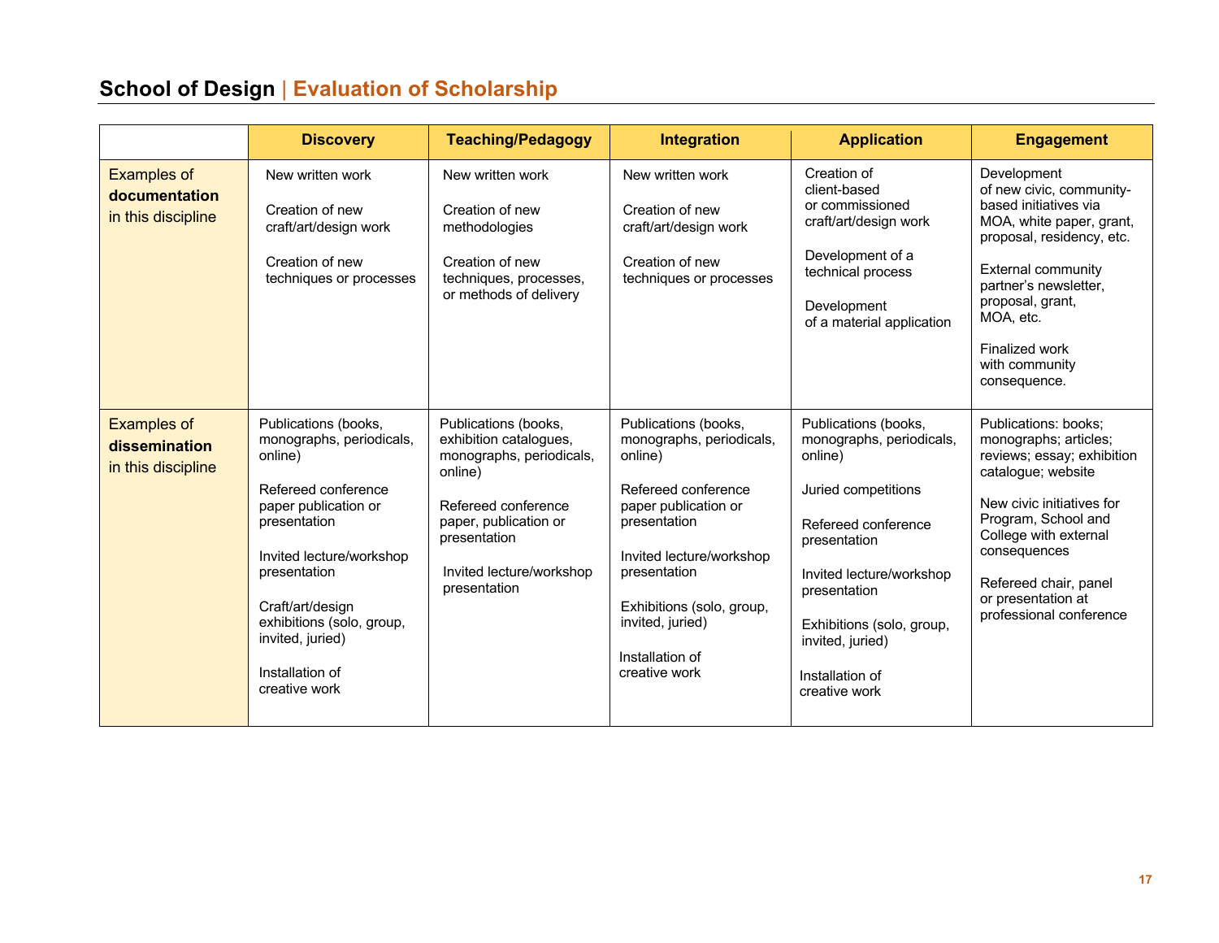## School of Design | Evaluation of Scholarship

| | Discovery | Teaching/Pedagogy | Integration | Application | Engagement |
|---|---|---|---|---|---|
| Examples of **documentation** in this discipline | New written work<br><br>Creation of new craft/art/design work<br><br>Creation of new techniques or processes | New written work<br><br>Creation of new methodologies<br><br>Creation of new techniques, processes, or methods of delivery | New written work<br><br>Creation of new craft/art/design work<br><br>Creation of new techniques or processes | Creation of client-based or commissioned craft/art/design work<br><br>Development of a technical process<br><br>Development of a material application | Development of new civic, community-based initiatives via MOA, white paper, grant, proposal, residency, etc.<br><br>External community partner's newsletter, proposal, grant, MOA, etc.<br><br>Finalized work with community consequence. |
| Examples of **dissemination** in this discipline | Publications (books, monographs, periodicals, online)<br><br>Refereed conference paper publication or presentation<br><br>Invited lecture/workshop presentation<br><br>Craft/art/design exhibitions (solo, group, invited, juried)<br><br>Installation of creative work | Publications (books, exhibition catalogues, monographs, periodicals, online)<br><br>Refereed conference paper, publication or presentation<br><br>Invited lecture/workshop presentation | Publications (books, monographs, periodicals, online)<br><br>Refereed conference paper publication or presentation<br><br>Invited lecture/workshop presentation<br><br>Exhibitions (solo, group, invited, juried)<br><br>Installation of creative work | Publications (books, monographs, periodicals, online)<br><br>Juried competitions<br><br>Refereed conference presentation<br><br>Invited lecture/workshop presentation<br><br>Exhibitions (solo, group, invited, juried)<br><br>Installation of creative work | Publications: books; monographs; articles; reviews; essay; exhibition catalogue; website<br><br>New civic initiatives for Program, School and College with external consequences<br><br>Refereed chair, panel or presentation at professional conference |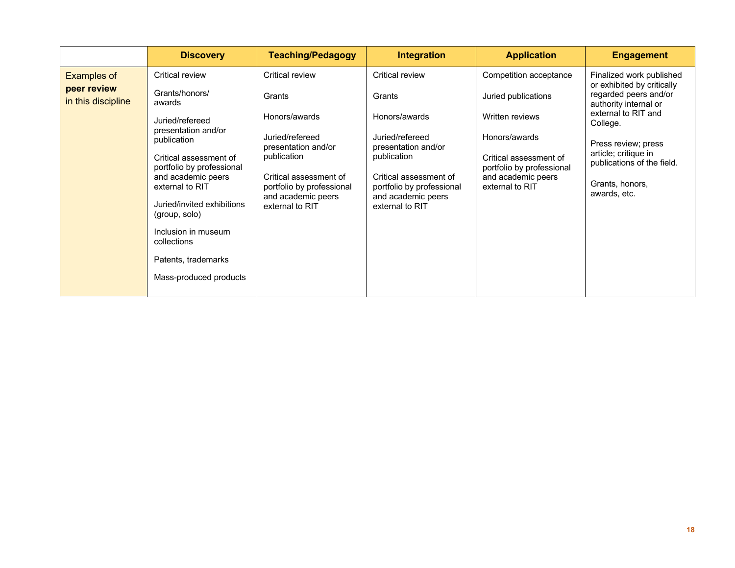| | Discovery | Teaching/Pedagogy | Integration | Application | Engagement |
|---|---|---|---|---|---|
| Examples of **peer review** in this discipline | Critical review<br><br>Grants/honors/ awards<br><br>Juried/refereed presentation and/or publication<br><br>Critical assessment of portfolio by professional and academic peers external to RIT<br><br>Juried/invited exhibitions (group, solo)<br><br>Inclusion in museum collections<br><br>Patents, trademarks<br><br>Mass-produced products | Critical review<br><br>Grants<br><br>Honors/awards<br><br>Juried/refereed presentation and/or publication<br><br>Critical assessment of portfolio by professional and academic peers external to RIT | Critical review<br><br>Grants<br><br>Honors/awards<br><br>Juried/refereed presentation and/or publication<br><br>Critical assessment of portfolio by professional and academic peers external to RIT | Competition acceptance<br><br>Juried publications<br><br>Written reviews<br><br>Honors/awards<br><br>Critical assessment of portfolio by professional and academic peers external to RIT | Finalized work published or exhibited by critically regarded peers and/or authority internal or external to RIT and College.<br><br>Press review; press article; critique in publications of the field.<br><br>Grants, honors, awards, etc. |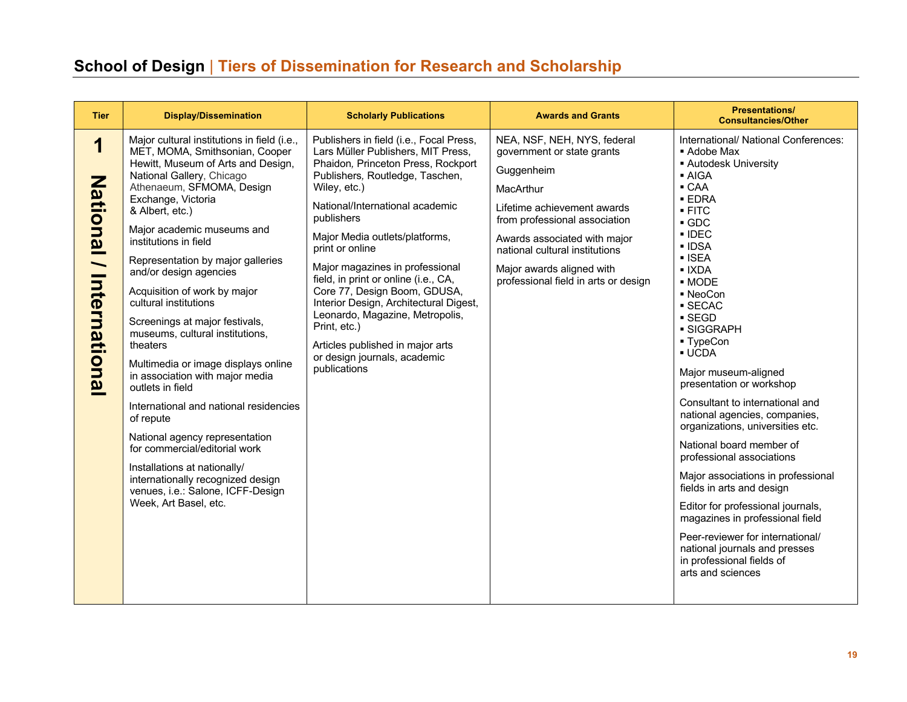# School of Design | Tiers of Dissemination for Research and Scholarship

| Tier | Display/Dissemination | Scholarly Publications | Awards and Grants | Presentations/ Consultancies/Other |
|---|---|---|---|---|
| 1 National / International | Major cultural institutions in field (i.e., MET, MOMA, Smithsonian, Cooper Hewitt, Museum of Arts and Design, National Gallery, Chicago Athenaeum, SFMOMA, Design Exchange, Victoria & Albert, etc.)<br><br>Major academic museums and institutions in field<br><br>Representation by major galleries and/or design agencies<br><br>Acquisition of work by major cultural institutions<br><br>Screenings at major festivals, museums, cultural institutions, theaters<br><br>Multimedia or image displays online in association with major media outlets in field<br><br>International and national residencies of repute<br><br>National agency representation for commercial/editorial work<br><br>Installations at nationally/ internationally recognized design venues, i.e.: Salone, ICFF-Design Week, Art Basel, etc. | Publishers in field (i.e., Focal Press, Lars Müller Publishers, MIT Press, Phaidon, Princeton Press, Rockport Publishers, Routledge, Taschen, Wiley, etc.)<br><br>National/International academic publishers<br><br>Major Media outlets/platforms, print or online<br><br>Major magazines in professional field, in print or online (i.e., CA, Core 77, Design Boom, GDUSA, Interior Design, Architectural Digest, Leonardo, Magazine, Metropolis, Print, etc.)<br><br>Articles published in major arts or design journals, academic publications | NEA, NSF, NEH, NYS, federal government or state grants<br><br>Guggenheim<br><br>MacArthur<br><br>Lifetime achievement awards from professional association<br><br>Awards associated with major national cultural institutions<br><br>Major awards aligned with professional field in arts or design | International/ National Conferences:<br>▪ Adobe Max<br>▪ Autodesk University<br>▪ AIGA<br>▪ CAA<br>▪ EDRA<br>▪ FITC<br>▪ GDC<br>▪ IDEC<br>▪ IDSA<br>▪ ISEA<br>▪ IXDA<br>▪ MODE<br>▪ NeoCon<br>▪ SECAC<br>▪ SEGD<br>▪ SIGGRAPH<br>▪ TypeCon<br>▪ UCDA<br><br>Major museum-aligned presentation or workshop<br><br>Consultant to international and national agencies, companies, organizations, universities etc.<br><br>National board member of professional associations<br><br>Major associations in professional fields in arts and design<br><br>Editor for professional journals, magazines in professional field<br><br>Peer-reviewer for international/ national journals and presses in professional fields of arts and sciences |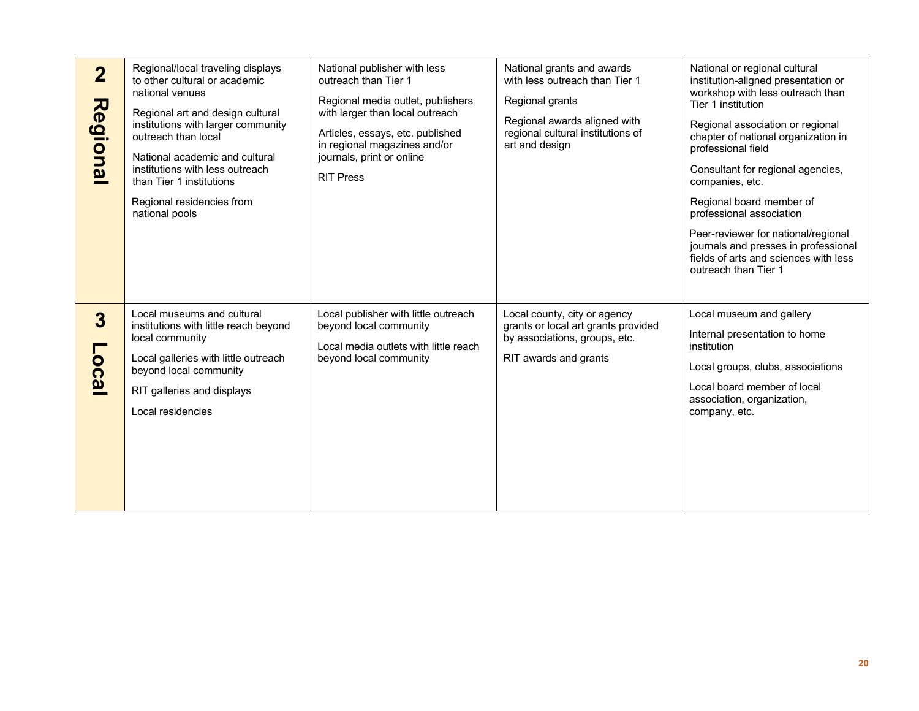| | | | | |
|---|---|---|---|---|
| **2 Regional** | Regional/local traveling displays to other cultural or academic national venues<br><br>Regional art and design cultural institutions with larger community outreach than local<br><br>National academic and cultural institutions with less outreach than Tier 1 institutions<br><br>Regional residencies from national pools | National publisher with less outreach than Tier 1<br><br>Regional media outlet, publishers with larger than local outreach<br><br>Articles, essays, etc. published in regional magazines and/or journals, print or online<br><br>RIT Press | National grants and awards with less outreach than Tier 1<br><br>Regional grants<br><br>Regional awards aligned with regional cultural institutions of art and design | National or regional cultural institution-aligned presentation or workshop with less outreach than Tier 1 institution<br><br>Regional association or regional chapter of national organization in professional field<br><br>Consultant for regional agencies, companies, etc.<br><br>Regional board member of professional association<br><br>Peer-reviewer for national/regional journals and presses in professional fields of arts and sciences with less outreach than Tier 1 |
| **3 Local** | Local museums and cultural institutions with little reach beyond local community<br><br>Local galleries with little outreach beyond local community<br><br>RIT galleries and displays<br><br>Local residencies | Local publisher with little outreach beyond local community<br><br>Local media outlets with little reach beyond local community | Local county, city or agency grants or local art grants provided by associations, groups, etc.<br><br>RIT awards and grants | Local museum and gallery<br><br>Internal presentation to home institution<br><br>Local groups, clubs, associations<br><br>Local board member of local association, organization, company, etc. |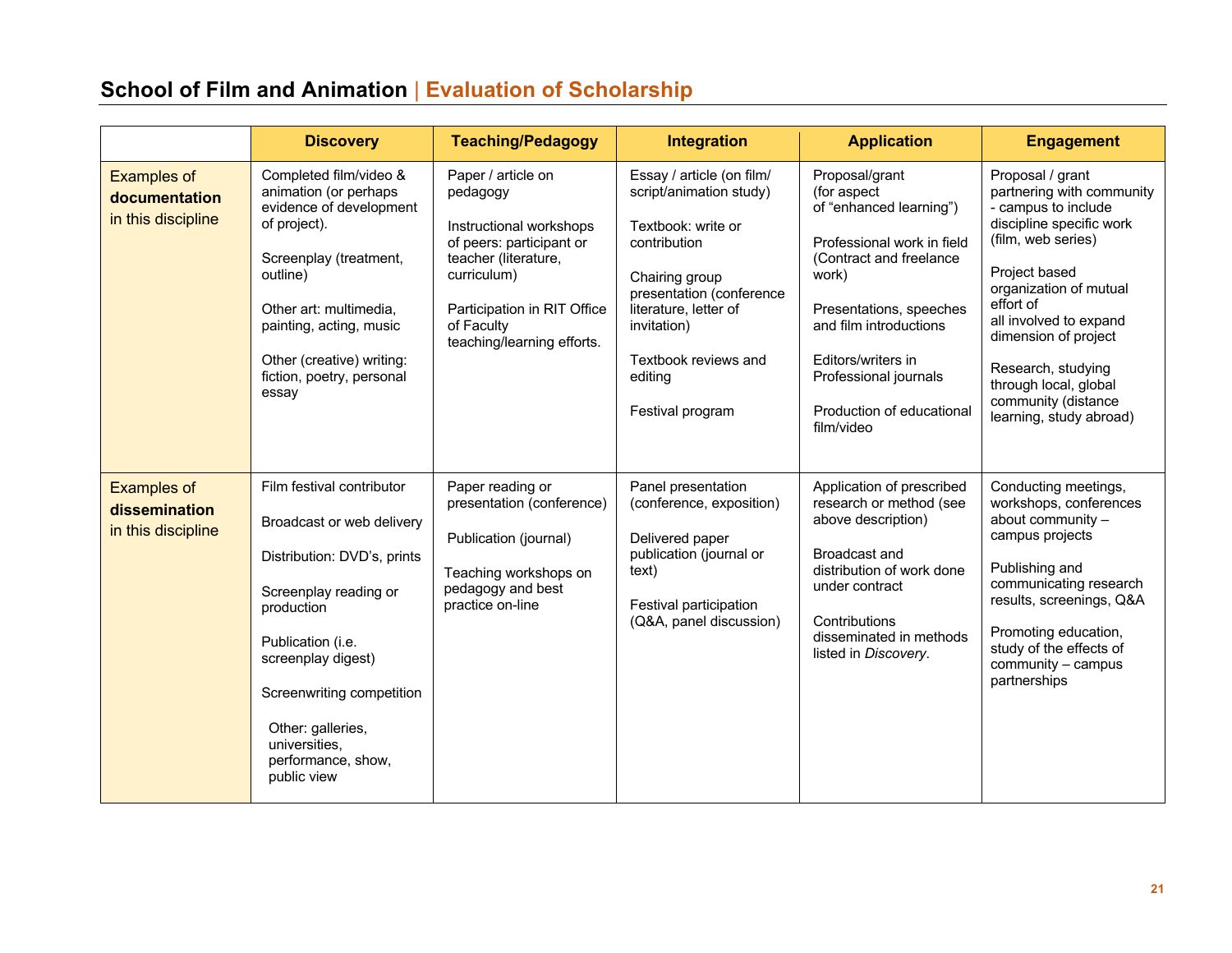# School of Film and Animation | Evaluation of Scholarship

| | Discovery | Teaching/Pedagogy | Integration | Application | Engagement |
|---|---|---|---|---|---|
| Examples of **documentation** in this discipline | Completed film/video & animation (or perhaps evidence of development of project).<br><br>Screenplay (treatment, outline)<br><br>Other art: multimedia, painting, acting, music<br><br>Other (creative) writing: fiction, poetry, personal essay | Paper / article on pedagogy<br><br>Instructional workshops of peers: participant or teacher (literature, curriculum)<br><br>Participation in RIT Office of Faculty teaching/learning efforts. | Essay / article (on film/ script/animation study)<br><br>Textbook: write or contribution<br><br>Chairing group presentation (conference literature, letter of invitation)<br><br>Textbook reviews and editing<br><br>Festival program | Proposal/grant (for aspect of "enhanced learning")<br><br>Professional work in field (Contract and freelance work)<br><br>Presentations, speeches and film introductions<br><br>Editors/writers in Professional journals<br><br>Production of educational film/video | Proposal / grant partnering with community - campus to include discipline specific work (film, web series)<br><br>Project based organization of mutual effort of all involved to expand dimension of project<br><br>Research, studying through local, global community (distance learning, study abroad) |
| Examples of **dissemination** in this discipline | Film festival contributor<br><br>Broadcast or web delivery<br><br>Distribution: DVD's, prints<br><br>Screenplay reading or production<br><br>Publication (i.e. screenplay digest)<br><br>Screenwriting competition<br><br>Other: galleries, universities, performance, show, public view | Paper reading or presentation (conference)<br><br>Publication (journal)<br><br>Teaching workshops on pedagogy and best practice on-line | Panel presentation (conference, exposition)<br><br>Delivered paper publication (journal or text)<br><br>Festival participation (Q&A, panel discussion) | Application of prescribed research or method (see above description)<br><br>Broadcast and distribution of work done under contract<br><br>Contributions disseminated in methods listed in *Discovery*. | Conducting meetings, workshops, conferences about community – campus projects<br><br>Publishing and communicating research results, screenings, Q&A<br><br>Promoting education, study of the effects of community – campus partnerships |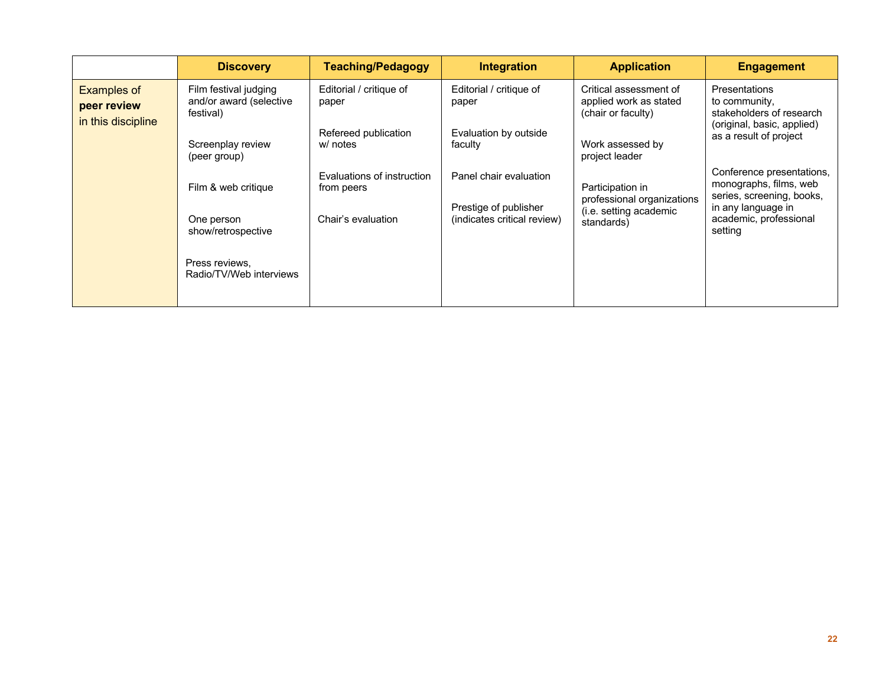| | Discovery | Teaching/Pedagogy | Integration | Application | Engagement |
|---|---|---|---|---|---|
| Examples of **peer review** in this discipline | Film festival judging and/or award (selective festival)<br><br>Screenplay review (peer group)<br><br>Film & web critique<br><br>One person show/retrospective<br><br>Press reviews, Radio/TV/Web interviews | Editorial / critique of paper<br><br>Refereed publication w/ notes<br><br>Evaluations of instruction from peers<br><br>Chair's evaluation | Editorial / critique of paper<br><br>Evaluation by outside faculty<br><br>Panel chair evaluation<br><br>Prestige of publisher (indicates critical review) | Critical assessment of applied work as stated (chair or faculty)<br><br>Work assessed by project leader<br><br>Participation in professional organizations (i.e. setting academic standards) | Presentations to community, stakeholders of research (original, basic, applied) as a result of project<br><br>Conference presentations, monographs, films, web series, screening, books, in any language in academic, professional setting |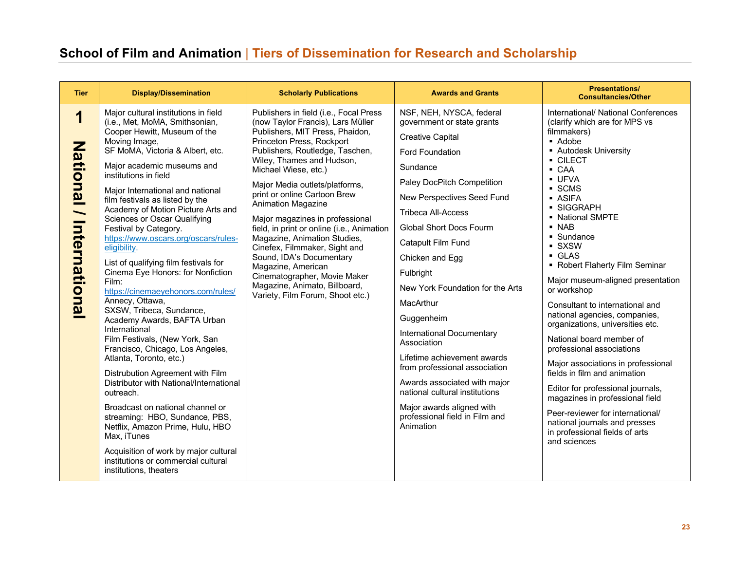## School of Film and Animation | Tiers of Dissemination for Research and Scholarship

| Tier | Display/Dissemination | Scholarly Publications | Awards and Grants | Presentations/ Consultancies/Other |
|---|---|---|---|---|
| **1 National / International** | Major cultural institutions in field (i.e., Met, MoMA, Smithsonian, Cooper Hewitt, Museum of the Moving Image, SF MoMA, Victoria & Albert, etc.<br><br>Major academic museums and institutions in field<br><br>Major International and national film festivals as listed by the Academy of Motion Picture Arts and Sciences or Oscar Qualifying Festival by Category. https://www.oscars.org/oscars/rules-eligibility.<br><br>List of qualifying film festivals for Cinema Eye Honors: for Nonfiction Film: https://cinemaeyehonors.com/rules/ Annecy, Ottawa, SXSW, Tribeca, Sundance, Academy Awards, BAFTA Urban International Film Festivals, (New York, San Francisco, Chicago, Los Angeles, Atlanta, Toronto, etc.)<br><br>Distrubution Agreement with Film Distributor with National/International outreach.<br><br>Broadcast on national channel or streaming: HBO, Sundance, PBS, Netflix, Amazon Prime, Hulu, HBO Max, iTunes<br><br>Acquisition of work by major cultural institutions or commercial cultural institutions, theaters | Publishers in field (i.e., Focal Press (now Taylor Francis), Lars Müller Publishers, MIT Press, Phaidon, Princeton Press, Rockport Publishers, Routledge, Taschen, Wiley, Thames and Hudson, Michael Wiese, etc.)<br><br>Major Media outlets/platforms, print or online Cartoon Brew Animation Magazine<br><br>Major magazines in professional field, in print or online (i.e., Animation Magazine, Animation Studies, Cinefex, Filmmaker, Sight and Sound, IDA's Documentary Magazine, American Cinematographer, Movie Maker Magazine, Animato, Billboard, Variety, Film Forum, Shoot etc.) | NSF, NEH, NYSCA, federal government or state grants<br><br>Creative Capital<br><br>Ford Foundation<br><br>Sundance<br><br>Paley DocPitch Competition<br><br>New Perspectives Seed Fund<br><br>Tribeca All-Access<br><br>Global Short Docs Fourm<br><br>Catapult Film Fund<br><br>Chicken and Egg<br><br>Fulbright<br><br>New York Foundation for the Arts<br><br>MacArthur<br><br>Guggenheim<br><br>International Documentary Association<br><br>Lifetime achievement awards from professional association<br><br>Awards associated with major national cultural institutions<br><br>Major awards aligned with professional field in Film and Animation | International/ National Conferences (clarify which are for MPS vs filmmakers)<br>▪ Adobe<br>▪ Autodesk University<br>▪ CILECT<br>▪ CAA<br>▪ UFVA<br>▪ SCMS<br>▪ ASIFA<br>▪ SIGGRAPH<br>▪ National SMPTE<br>▪ NAB<br>▪ Sundance<br>▪ SXSW<br>▪ GLAS<br>▪ Robert Flaherty Film Seminar<br><br>Major museum-aligned presentation or workshop<br><br>Consultant to international and national agencies, companies, organizations, universities etc.<br><br>National board member of professional associations<br><br>Major associations in professional fields in film and animation<br><br>Editor for professional journals, magazines in professional field<br><br>Peer-reviewer for international/ national journals and presses in professional fields of arts and sciences |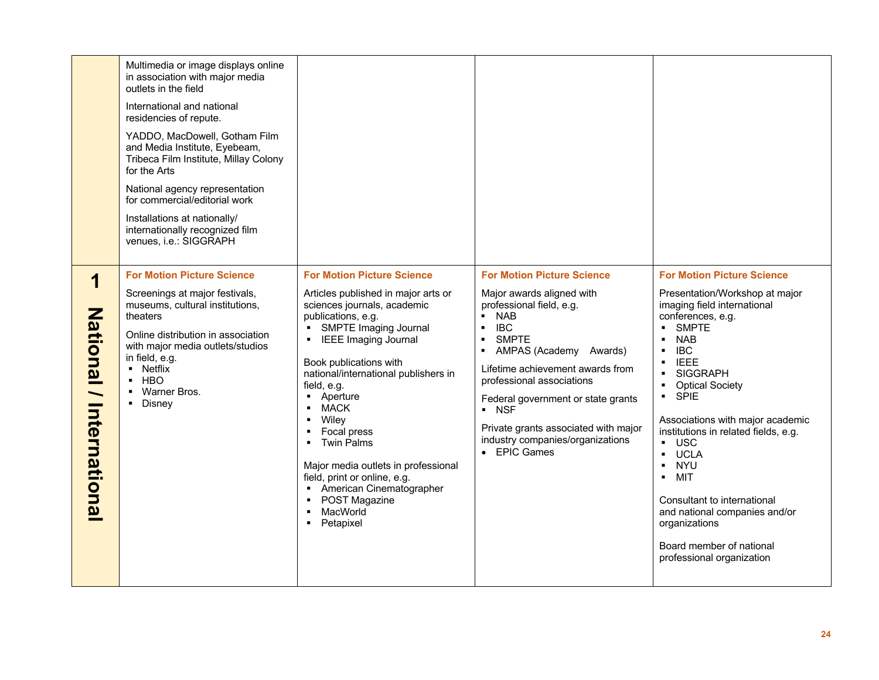| | | | | |
|---|---|---|---|---|
| | Multimedia or image displays online in association with major media outlets in the field<br><br>International and national residencies of repute.<br><br>YADDO, MacDowell, Gotham Film and Media Institute, Eyebeam, Tribeca Film Institute, Millay Colony for the Arts<br><br>National agency representation for commercial/editorial work<br><br>Installations at nationally/ internationally recognized film venues, i.e.: SIGGRAPH | | | |
| **1**<br>**National / International** | **For Motion Picture Science**<br><br>Screenings at major festivals, museums, cultural institutions, theaters<br><br>Online distribution in association with major media outlets/studios in field, e.g.<br>▪ Netflix<br>▪ HBO<br>▪ Warner Bros.<br>▪ Disney | **For Motion Picture Science**<br><br>Articles published in major arts or sciences journals, academic publications, e.g.<br>▪ SMPTE Imaging Journal<br>▪ IEEE Imaging Journal<br><br>Book publications with national/international publishers in field, e.g.<br>▪ Aperture<br>▪ MACK<br>▪ Wiley<br>▪ Focal press<br>▪ Twin Palms<br><br>Major media outlets in professional field, print or online, e.g.<br>▪ American Cinematographer<br>▪ POST Magazine<br>▪ MacWorld<br>▪ Petapixel | **For Motion Picture Science**<br><br>Major awards aligned with professional field, e.g.<br>▪ NAB<br>▪ IBC<br>▪ SMPTE<br>▪ AMPAS (Academy Awards)<br><br>Lifetime achievement awards from professional associations<br><br>Federal government or state grants<br>▪ NSF<br><br>Private grants associated with major industry companies/organizations<br>• EPIC Games | **For Motion Picture Science**<br><br>Presentation/Workshop at major imaging field international conferences, e.g.<br>▪ SMPTE<br>▪ NAB<br>▪ IBC<br>▪ IEEE<br>▪ SIGGRAPH<br>▪ Optical Society<br>▪ SPIE<br><br>Associations with major academic institutions in related fields, e.g.<br>▪ USC<br>▪ UCLA<br>▪ NYU<br>▪ MIT<br><br>Consultant to international and national companies and/or organizations<br><br>Board member of national professional organization |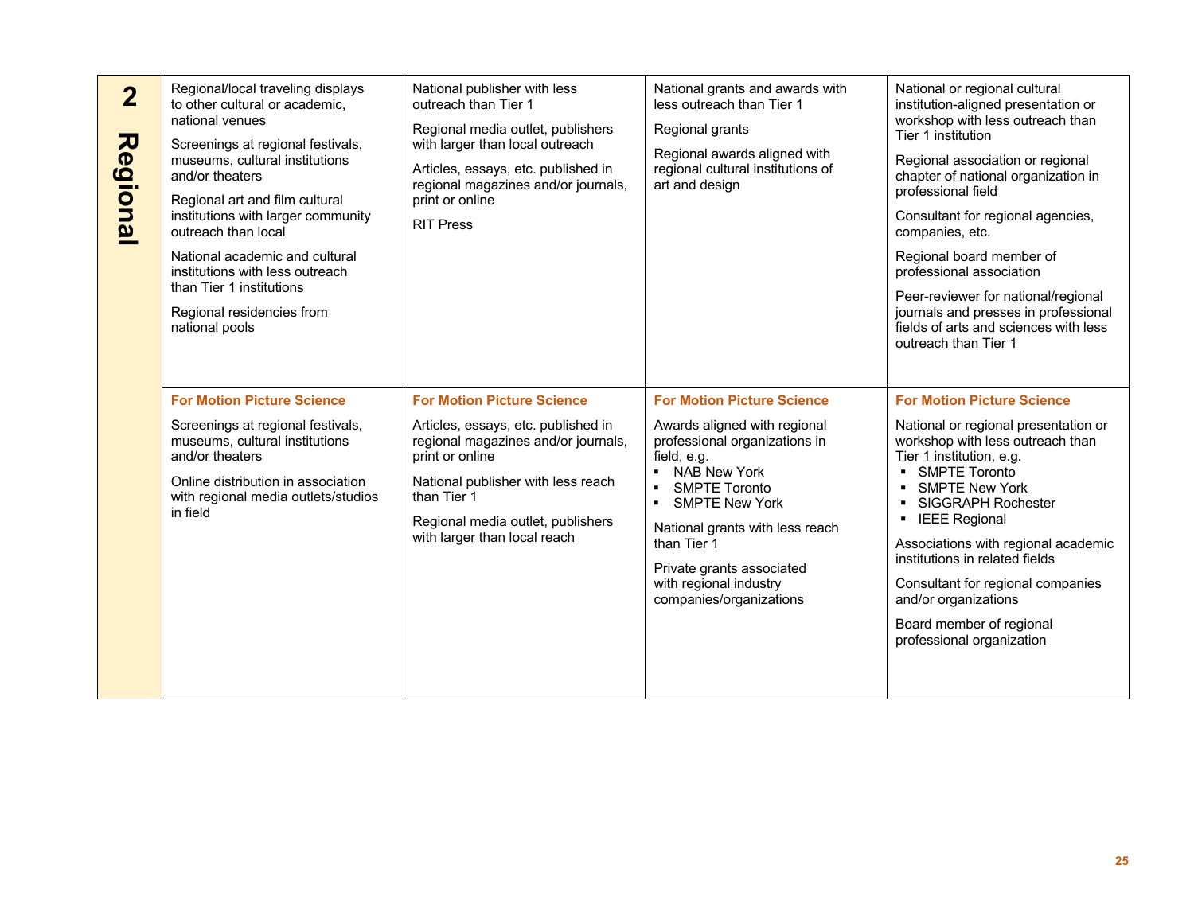| 2 Regional | | | | |
|---|---|---|---|---|
| | Regional/local traveling displays to other cultural or academic, national venues<br><br>Screenings at regional festivals, museums, cultural institutions and/or theaters<br><br>Regional art and film cultural institutions with larger community outreach than local<br><br>National academic and cultural institutions with less outreach than Tier 1 institutions<br><br>Regional residencies from national pools | National publisher with less outreach than Tier 1<br><br>Regional media outlet, publishers with larger than local outreach<br><br>Articles, essays, etc. published in regional magazines and/or journals, print or online<br><br>RIT Press | National grants and awards with less outreach than Tier 1<br><br>Regional grants<br><br>Regional awards aligned with regional cultural institutions of art and design | National or regional cultural institution-aligned presentation or workshop with less outreach than Tier 1 institution<br><br>Regional association or regional chapter of national organization in professional field<br><br>Consultant for regional agencies, companies, etc.<br><br>Regional board member of professional association<br><br>Peer-reviewer for national/regional journals and presses in professional fields of arts and sciences with less outreach than Tier 1 |
| | **For Motion Picture Science**<br><br>Screenings at regional festivals, museums, cultural institutions and/or theaters<br><br>Online distribution in association with regional media outlets/studios in field | **For Motion Picture Science**<br><br>Articles, essays, etc. published in regional magazines and/or journals, print or online<br><br>National publisher with less reach than Tier 1<br><br>Regional media outlet, publishers with larger than local reach | **For Motion Picture Science**<br><br>Awards aligned with regional professional organizations in field, e.g.<br>▪ NAB New York<br>▪ SMPTE Toronto<br>▪ SMPTE New York<br><br>National grants with less reach than Tier 1<br><br>Private grants associated with regional industry companies/organizations | **For Motion Picture Science**<br><br>National or regional presentation or workshop with less outreach than Tier 1 institution, e.g.<br>▪ SMPTE Toronto<br>▪ SMPTE New York<br>▪ SIGGRAPH Rochester<br>▪ IEEE Regional<br><br>Associations with regional academic institutions in related fields<br><br>Consultant for regional companies and/or organizations<br><br>Board member of regional professional organization |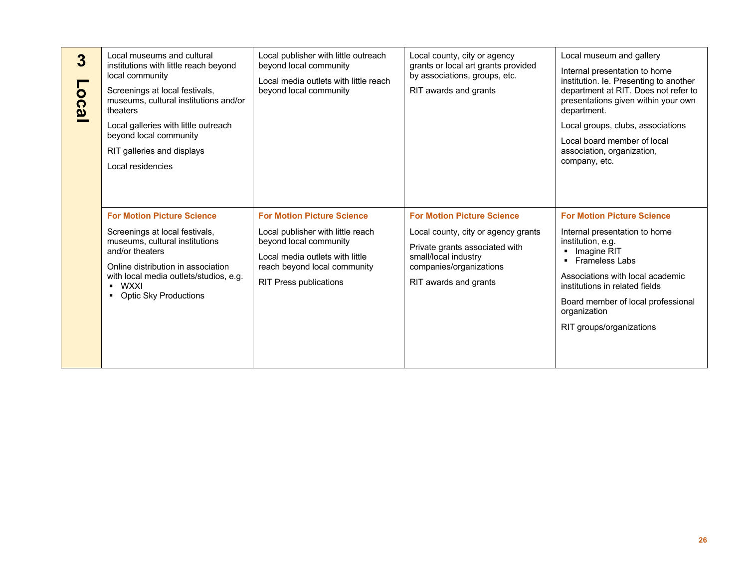| 3 Local | | | | |
|---|---|---|---|---|
| | Local museums and cultural institutions with little reach beyond local community<br><br>Screenings at local festivals, museums, cultural institutions and/or theaters<br><br>Local galleries with little outreach beyond local community<br><br>RIT galleries and displays<br><br>Local residencies | Local publisher with little outreach beyond local community<br><br>Local media outlets with little reach beyond local community | Local county, city or agency grants or local art grants provided by associations, groups, etc.<br><br>RIT awards and grants | Local museum and gallery<br><br>Internal presentation to home institution. Ie. Presenting to another department at RIT. Does not refer to presentations given within your own department.<br><br>Local groups, clubs, associations<br><br>Local board member of local association, organization, company, etc. |
| | **For Motion Picture Science**<br><br>Screenings at local festivals, museums, cultural institutions and/or theaters<br><br>Online distribution in association with local media outlets/studios, e.g.<br>▪ WXXI<br>▪ Optic Sky Productions | **For Motion Picture Science**<br><br>Local publisher with little reach beyond local community<br><br>Local media outlets with little reach beyond local community<br><br>RIT Press publications | **For Motion Picture Science**<br><br>Local county, city or agency grants<br><br>Private grants associated with small/local industry companies/organizations<br><br>RIT awards and grants | **For Motion Picture Science**<br><br>Internal presentation to home institution, e.g.<br>▪ Imagine RIT<br>▪ Frameless Labs<br><br>Associations with local academic institutions in related fields<br><br>Board member of local professional organization<br><br>RIT groups/organizations |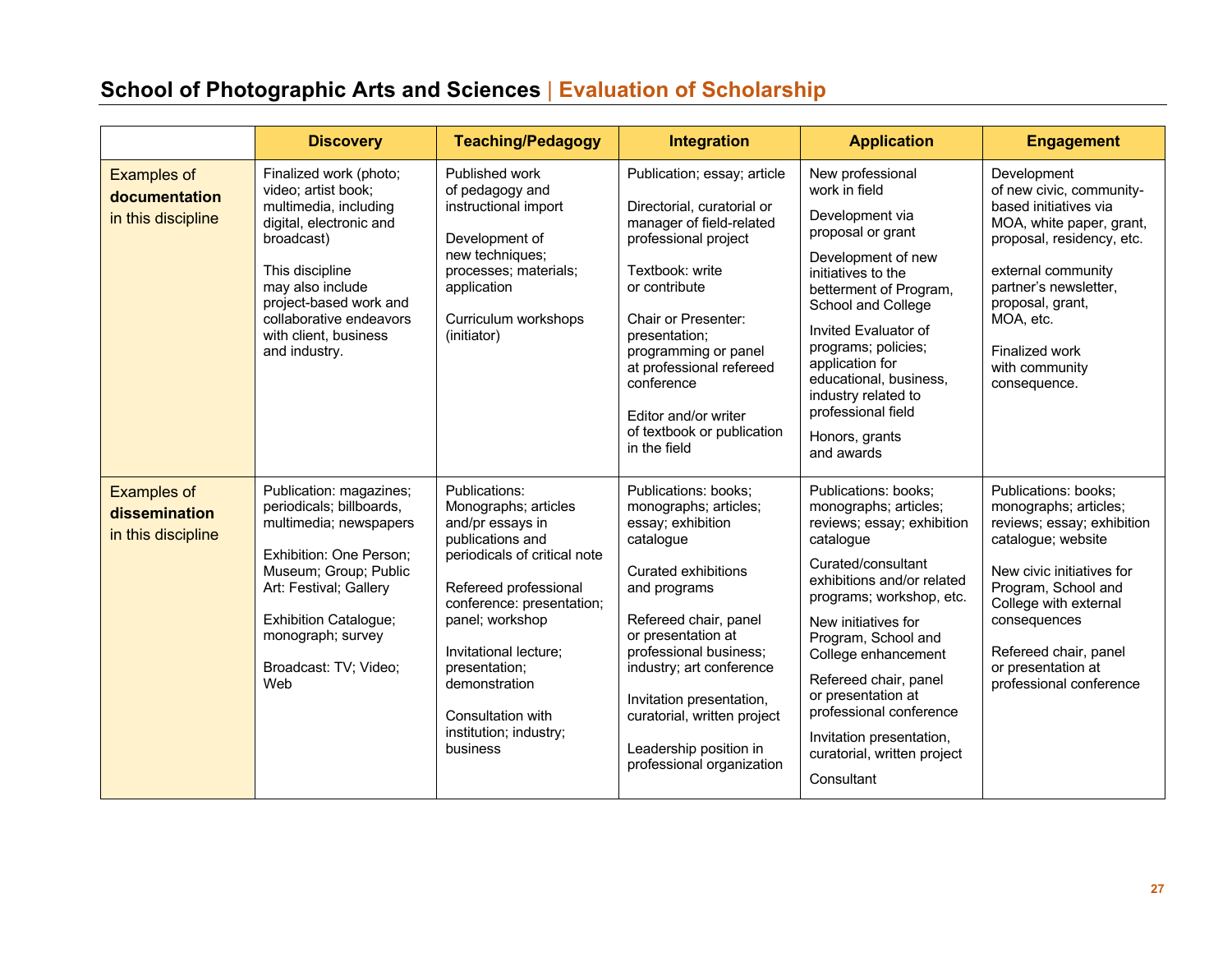# School of Photographic Arts and Sciences | Evaluation of Scholarship

| | Discovery | Teaching/Pedagogy | Integration | Application | Engagement |
|---|---|---|---|---|---|
| Examples of **documentation** in this discipline | Finalized work (photo; video; artist book; multimedia, including digital, electronic and broadcast)<br><br>This discipline may also include project-based work and collaborative endeavors with client, business and industry. | Published work of pedagogy and instructional import<br><br>Development of new techniques; processes; materials; application<br><br>Curriculum workshops (initiator) | Publication; essay; article<br><br>Directorial, curatorial or manager of field-related professional project<br><br>Textbook: write or contribute<br><br>Chair or Presenter: presentation; programming or panel at professional refereed conference<br><br>Editor and/or writer of textbook or publication in the field | New professional work in field<br><br>Development via proposal or grant<br><br>Development of new initiatives to the betterment of Program, School and College<br><br>Invited Evaluator of programs; policies; application for educational, business, industry related to professional field<br><br>Honors, grants and awards | Development of new civic, community-based initiatives via MOA, white paper, grant, proposal, residency, etc.<br><br>external community partner's newsletter, proposal, grant, MOA, etc.<br><br>Finalized work with community consequence. |
| Examples of **dissemination** in this discipline | Publication: magazines; periodicals; billboards, multimedia; newspapers<br><br>Exhibition: One Person; Museum; Group; Public Art: Festival; Gallery<br><br>Exhibition Catalogue; monograph; survey<br><br>Broadcast: TV; Video; Web | Publications: Monographs; articles and/pr essays in publications and periodicals of critical note<br><br>Refereed professional conference: presentation; panel; workshop<br><br>Invitational lecture; presentation; demonstration<br><br>Consultation with institution; industry; business | Publications: books; monographs; articles; essay; exhibition catalogue<br><br>Curated exhibitions and programs<br><br>Refereed chair, panel or presentation at professional business; industry; art conference<br><br>Invitation presentation, curatorial, written project<br><br>Leadership position in professional organization | Publications: books; monographs; articles; reviews; essay; exhibition catalogue<br><br>Curated/consultant exhibitions and/or related programs; workshop, etc.<br><br>New initiatives for Program, School and College enhancement<br><br>Refereed chair, panel or presentation at professional conference<br><br>Invitation presentation, curatorial, written project<br><br>Consultant | Publications: books; monographs; articles; reviews; essay; exhibition catalogue; website<br><br>New civic initiatives for Program, School and College with external consequences<br><br>Refereed chair, panel or presentation at professional conference |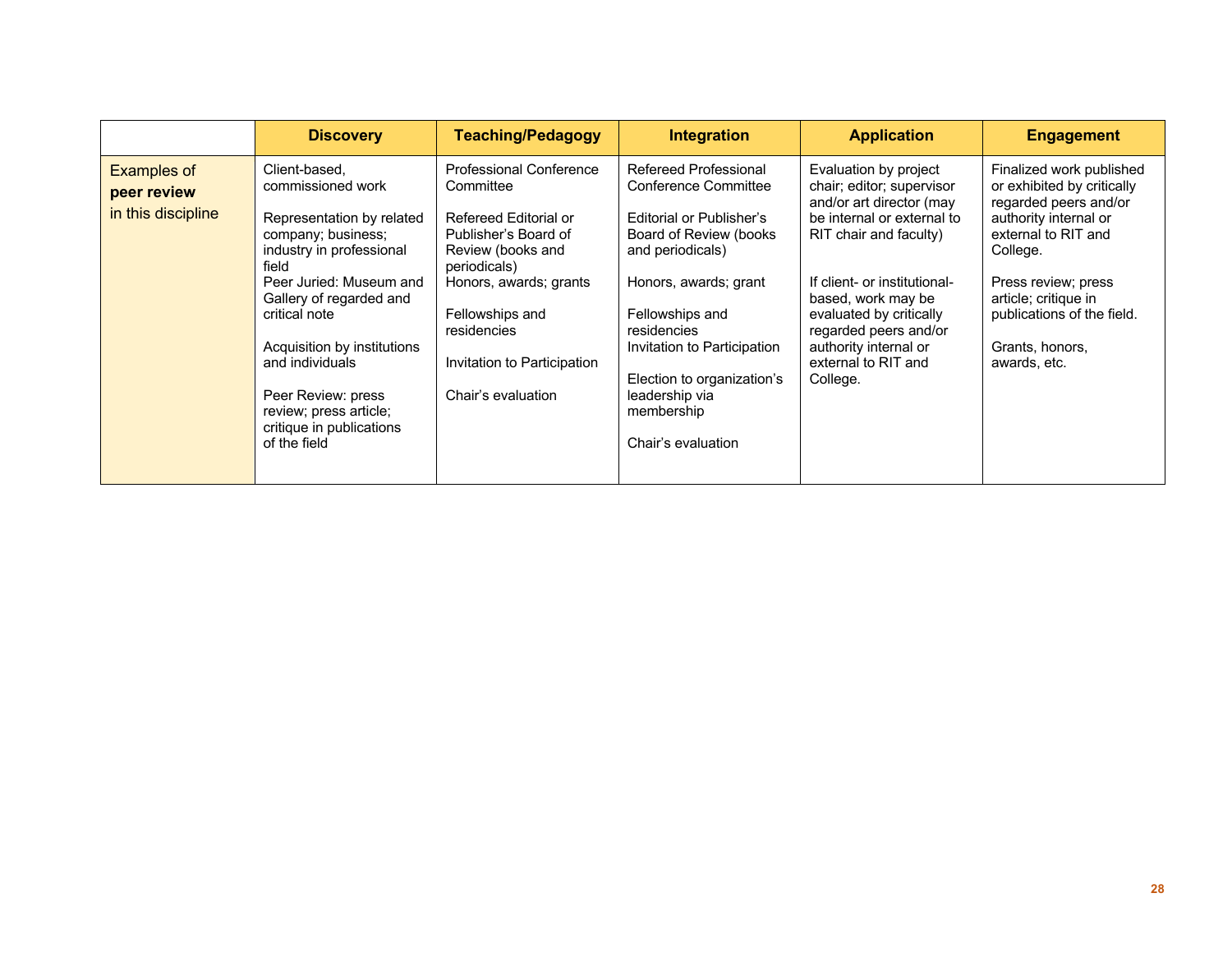| | Discovery | Teaching/Pedagogy | Integration | Application | Engagement |
|---|---|---|---|---|---|
| Examples of **peer review** in this discipline | Client-based, commissioned work<br><br>Representation by related company; business; industry in professional field<br>Peer Juried: Museum and Gallery of regarded and critical note<br><br>Acquisition by institutions and individuals<br><br>Peer Review: press review; press article; critique in publications of the field | Professional Conference Committee<br><br>Refereed Editorial or Publisher's Board of Review (books and periodicals)<br>Honors, awards; grants<br><br>Fellowships and residencies<br><br>Invitation to Participation<br><br>Chair's evaluation | Refereed Professional Conference Committee<br><br>Editorial or Publisher's Board of Review (books and periodicals)<br><br>Honors, awards; grant<br><br>Fellowships and residencies<br>Invitation to Participation<br><br>Election to organization's leadership via membership<br><br>Chair's evaluation | Evaluation by project chair; editor; supervisor and/or art director (may be internal or external to RIT chair and faculty)<br><br>If client- or institutional-based, work may be evaluated by critically regarded peers and/or authority internal or external to RIT and College. | Finalized work published or exhibited by critically regarded peers and/or authority internal or external to RIT and College.<br><br>Press review; press article; critique in publications of the field.<br><br>Grants, honors, awards, etc. |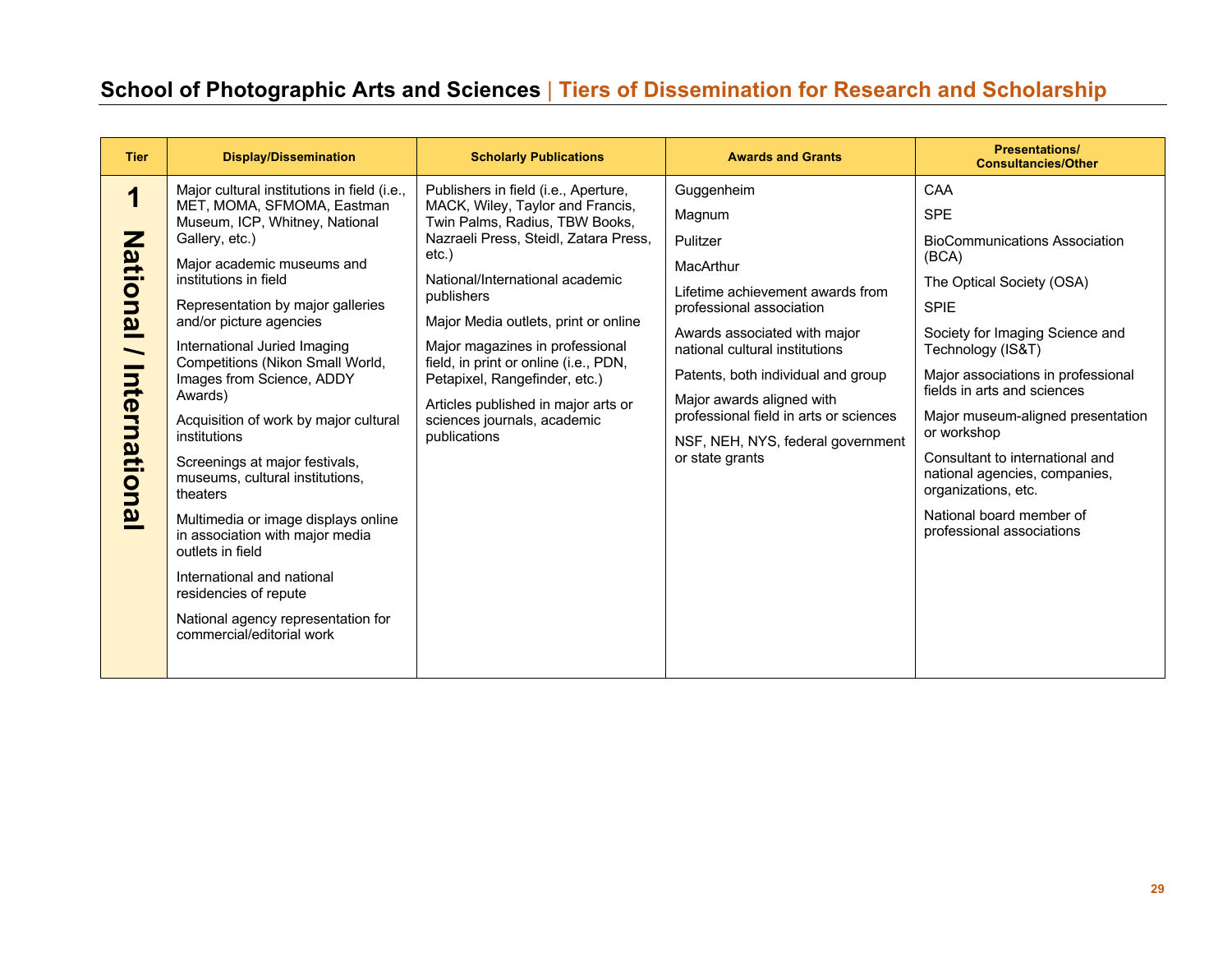## School of Photographic Arts and Sciences | Tiers of Dissemination for Research and Scholarship

| Tier | Display/Dissemination | Scholarly Publications | Awards and Grants | Presentations/ Consultancies/Other |
|---|---|---|---|---|
| 1 National / International | Major cultural institutions in field (i.e., MET, MOMA, SFMOMA, Eastman Museum, ICP, Whitney, National Gallery, etc.)<br><br>Major academic museums and institutions in field<br><br>Representation by major galleries and/or picture agencies<br><br>International Juried Imaging Competitions (Nikon Small World, Images from Science, ADDY Awards)<br><br>Acquisition of work by major cultural institutions<br><br>Screenings at major festivals, museums, cultural institutions, theaters<br><br>Multimedia or image displays online in association with major media outlets in field<br><br>International and national residencies of repute<br><br>National agency representation for commercial/editorial work | Publishers in field (i.e., Aperture, MACK, Wiley, Taylor and Francis, Twin Palms, Radius, TBW Books, Nazraeli Press, Steidl, Zatara Press, etc.)<br><br>National/International academic publishers<br><br>Major Media outlets, print or online<br><br>Major magazines in professional field, in print or online (i.e., PDN, Petapixel, Rangefinder, etc.)<br><br>Articles published in major arts or sciences journals, academic publications | Guggenheim<br><br>Magnum<br><br>Pulitzer<br><br>MacArthur<br><br>Lifetime achievement awards from professional association<br><br>Awards associated with major national cultural institutions<br><br>Patents, both individual and group<br><br>Major awards aligned with professional field in arts or sciences<br><br>NSF, NEH, NYS, federal government or state grants | CAA<br><br>SPE<br><br>BioCommunications Association (BCA)<br><br>The Optical Society (OSA)<br><br>SPIE<br><br>Society for Imaging Science and Technology (IS&T)<br><br>Major associations in professional fields in arts and sciences<br><br>Major museum-aligned presentation or workshop<br><br>Consultant to international and national agencies, companies, organizations, etc.<br><br>National board member of professional associations |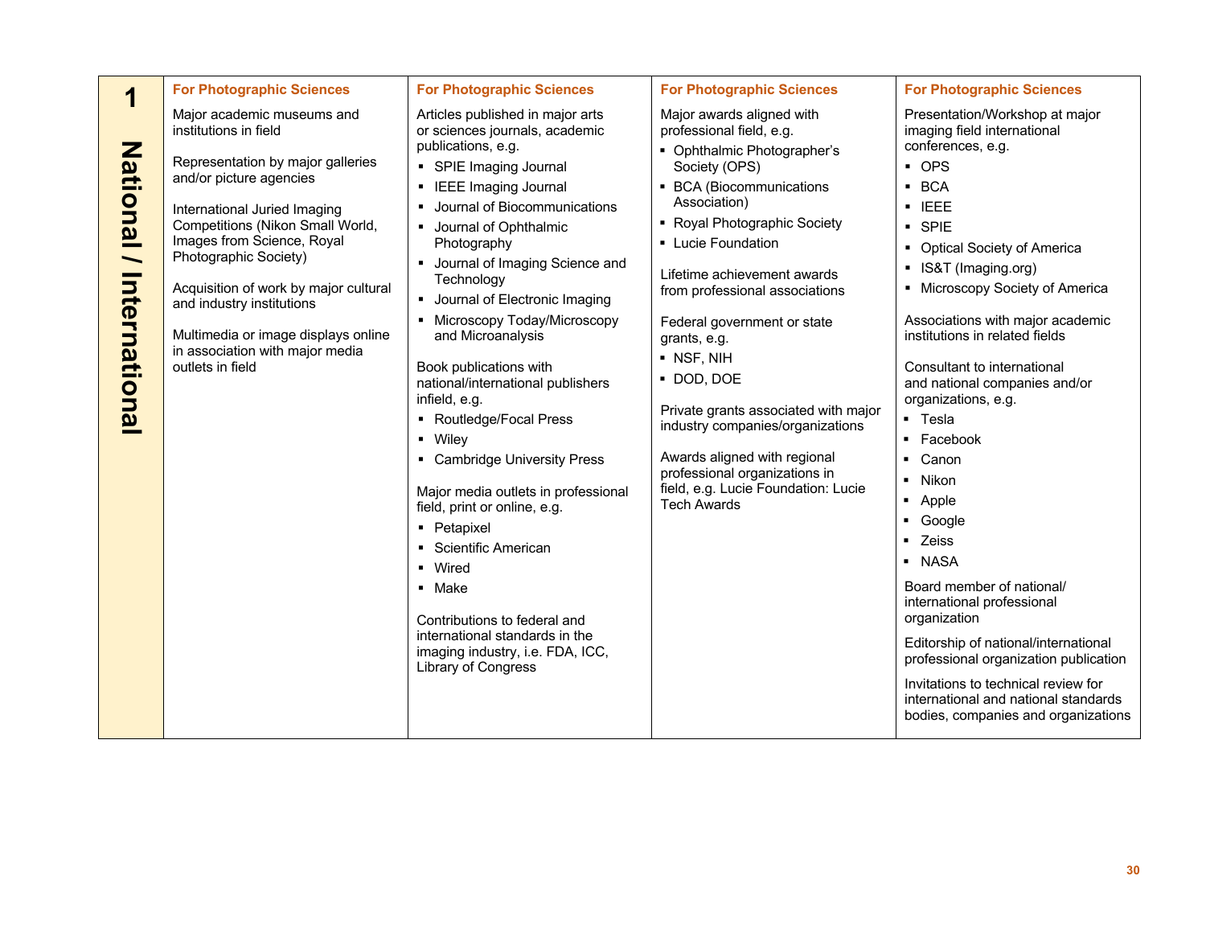| 1 National / International | For Photographic Sciences | For Photographic Sciences | For Photographic Sciences | For Photographic Sciences |
|---|---|---|---|---|
| | Major academic museums and institutions in field<br><br>Representation by major galleries and/or picture agencies<br><br>International Juried Imaging Competitions (Nikon Small World, Images from Science, Royal Photographic Society)<br><br>Acquisition of work by major cultural and industry institutions<br><br>Multimedia or image displays online in association with major media outlets in field | Articles published in major arts or sciences journals, academic publications, e.g.<br>▪ SPIE Imaging Journal<br>▪ IEEE Imaging Journal<br>▪ Journal of Biocommunications<br>▪ Journal of Ophthalmic Photography<br>▪ Journal of Imaging Science and Technology<br>▪ Journal of Electronic Imaging<br>▪ Microscopy Today/Microscopy and Microanalysis<br><br>Book publications with national/international publishers infield, e.g.<br>▪ Routledge/Focal Press<br>▪ Wiley<br>▪ Cambridge University Press<br><br>Major media outlets in professional field, print or online, e.g.<br>▪ Petapixel<br>▪ Scientific American<br>▪ Wired<br>▪ Make<br><br>Contributions to federal and international standards in the imaging industry, i.e. FDA, ICC, Library of Congress | Major awards aligned with professional field, e.g.<br>▪ Ophthalmic Photographer's Society (OPS)<br>▪ BCA (Biocommunications Association)<br>▪ Royal Photographic Society<br>▪ Lucie Foundation<br><br>Lifetime achievement awards from professional associations<br><br>Federal government or state grants, e.g.<br>▪ NSF, NIH<br>▪ DOD, DOE<br><br>Private grants associated with major industry companies/organizations<br><br>Awards aligned with regional professional organizations in field, e.g. Lucie Foundation: Lucie Tech Awards | Presentation/Workshop at major imaging field international conferences, e.g.<br>▪ OPS<br>▪ BCA<br>▪ IEEE<br>▪ SPIE<br>▪ Optical Society of America<br>▪ IS&T (Imaging.org)<br>▪ Microscopy Society of America<br><br>Associations with major academic institutions in related fields<br><br>Consultant to international and national companies and/or organizations, e.g.<br>▪ Tesla<br>▪ Facebook<br>▪ Canon<br>▪ Nikon<br>▪ Apple<br>▪ Google<br>▪ Zeiss<br>▪ NASA<br><br>Board member of national/ international professional organization<br><br>Editorship of national/international professional organization publication<br><br>Invitations to technical review for international and national standards bodies, companies and organizations |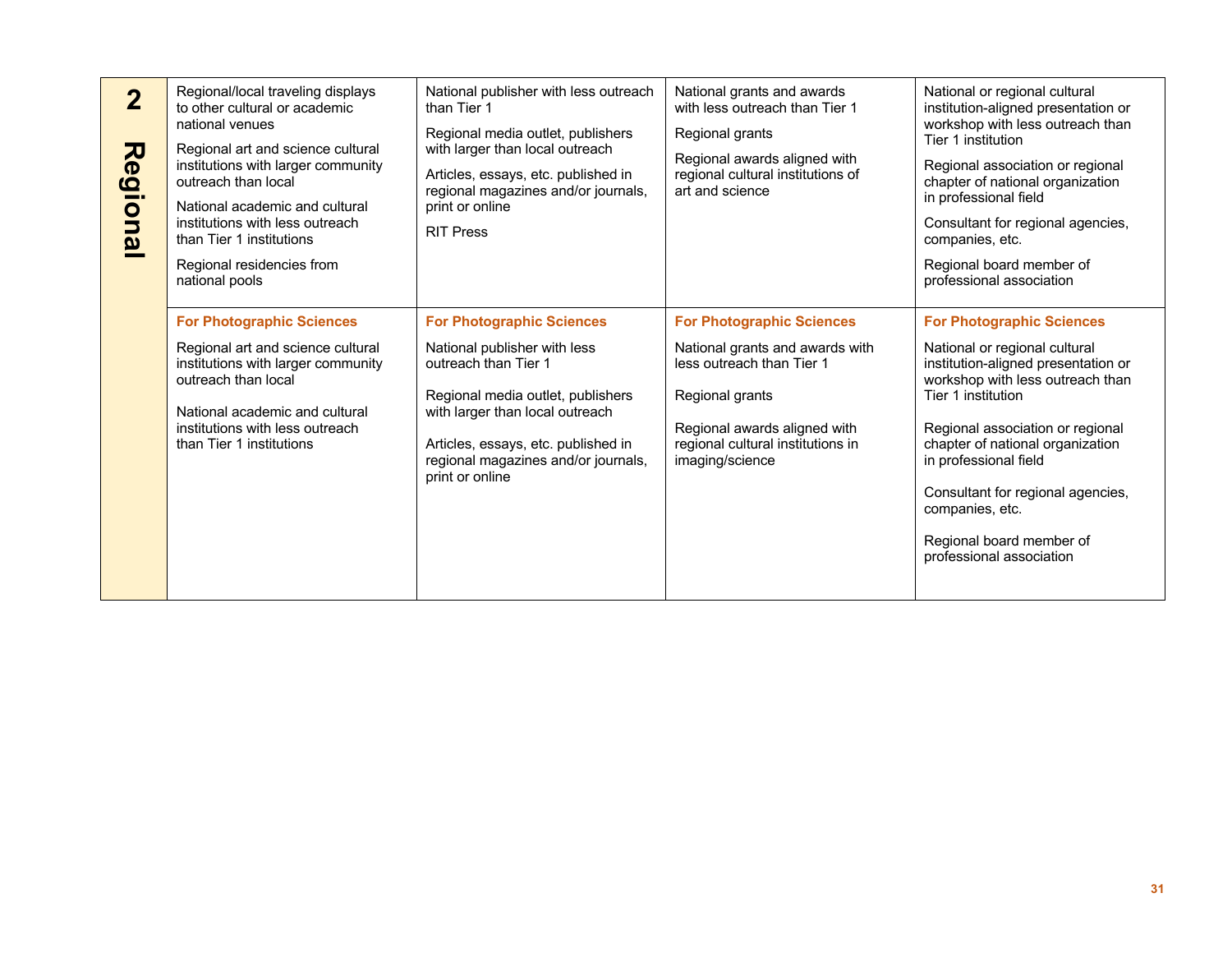| 2 Regional | | | | |
|---|---|---|---|---|
| | Regional/local traveling displays to other cultural or academic national venues<br><br>Regional art and science cultural institutions with larger community outreach than local<br><br>National academic and cultural institutions with less outreach than Tier 1 institutions<br><br>Regional residencies from national pools | National publisher with less outreach than Tier 1<br><br>Regional media outlet, publishers with larger than local outreach<br><br>Articles, essays, etc. published in regional magazines and/or journals, print or online<br><br>RIT Press | National grants and awards with less outreach than Tier 1<br><br>Regional grants<br><br>Regional awards aligned with regional cultural institutions of art and science | National or regional cultural institution-aligned presentation or workshop with less outreach than Tier 1 institution<br><br>Regional association or regional chapter of national organization in professional field<br><br>Consultant for regional agencies, companies, etc.<br><br>Regional board member of professional association |
| | **For Photographic Sciences**<br><br>Regional art and science cultural institutions with larger community outreach than local<br><br>National academic and cultural institutions with less outreach than Tier 1 institutions | **For Photographic Sciences**<br><br>National publisher with less outreach than Tier 1<br><br>Regional media outlet, publishers with larger than local outreach<br><br>Articles, essays, etc. published in regional magazines and/or journals, print or online | **For Photographic Sciences**<br><br>National grants and awards with less outreach than Tier 1<br><br>Regional grants<br><br>Regional awards aligned with regional cultural institutions in imaging/science | **For Photographic Sciences**<br><br>National or regional cultural institution-aligned presentation or workshop with less outreach than Tier 1 institution<br><br>Regional association or regional chapter of national organization in professional field<br><br>Consultant for regional agencies, companies, etc.<br><br>Regional board member of professional association |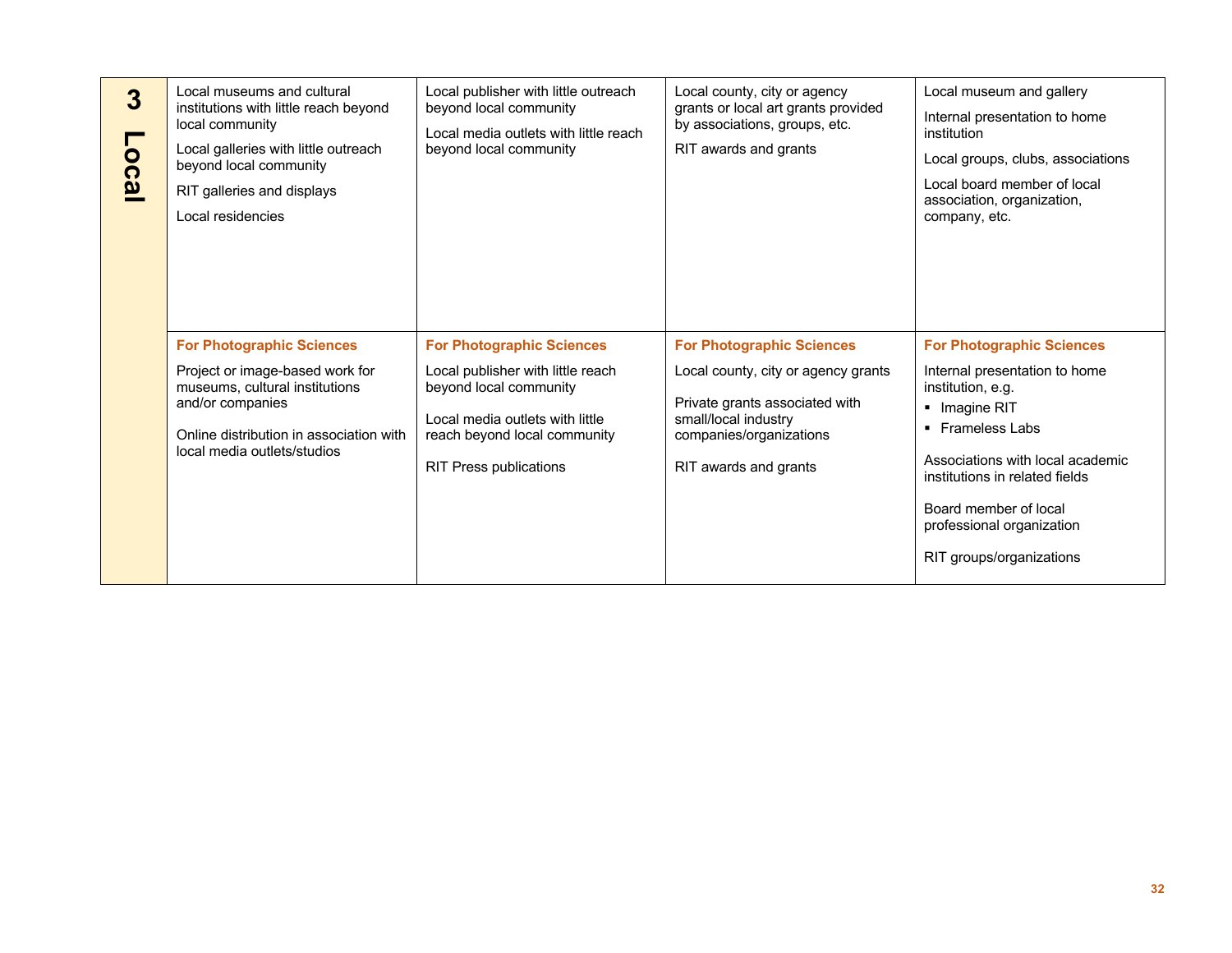| | | | | |
|---|---|---|---|---|
| **3 Local** | Local museums and cultural institutions with little reach beyond local community<br><br>Local galleries with little outreach beyond local community<br><br>RIT galleries and displays<br><br>Local residencies | Local publisher with little outreach beyond local community<br><br>Local media outlets with little reach beyond local community | Local county, city or agency grants or local art grants provided by associations, groups, etc.<br><br>RIT awards and grants | Local museum and gallery<br><br>Internal presentation to home institution<br><br>Local groups, clubs, associations<br><br>Local board member of local association, organization, company, etc. |
| | **For Photographic Sciences**<br><br>Project or image-based work for museums, cultural institutions and/or companies<br><br>Online distribution in association with local media outlets/studios | **For Photographic Sciences**<br><br>Local publisher with little reach beyond local community<br><br>Local media outlets with little reach beyond local community<br><br>RIT Press publications | **For Photographic Sciences**<br><br>Local county, city or agency grants<br><br>Private grants associated with small/local industry companies/organizations<br><br>RIT awards and grants | **For Photographic Sciences**<br><br>Internal presentation to home institution, e.g.<br>▪ Imagine RIT<br>▪ Frameless Labs<br><br>Associations with local academic institutions in related fields<br><br>Board member of local professional organization<br><br>RIT groups/organizations |